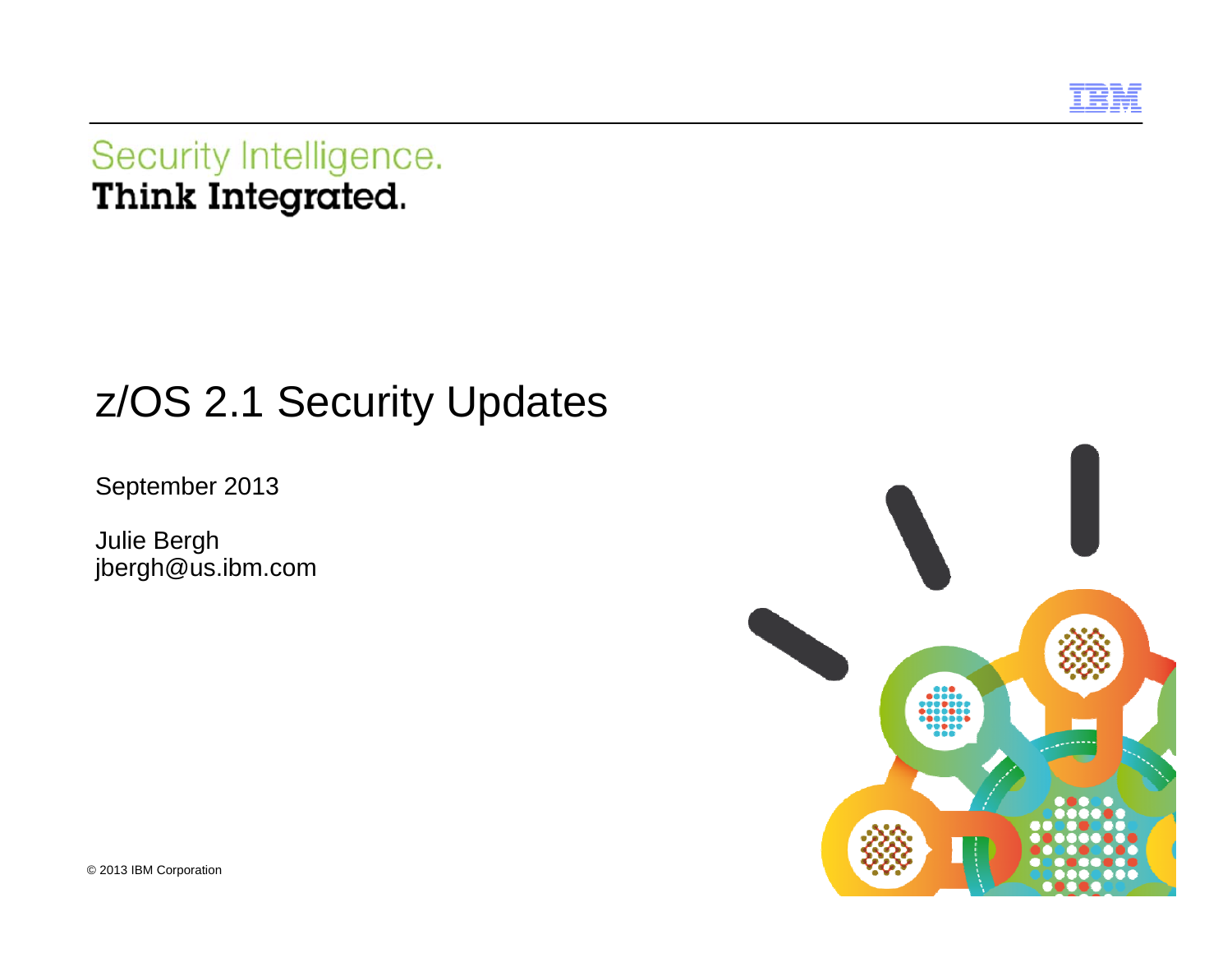Security Intelligence.
**Think Integrated.**

# z/OS 2.1 Security Updates

September 2013

Julie Bergh
jbergh@us.ibm.com

© 2013 IBM Corporation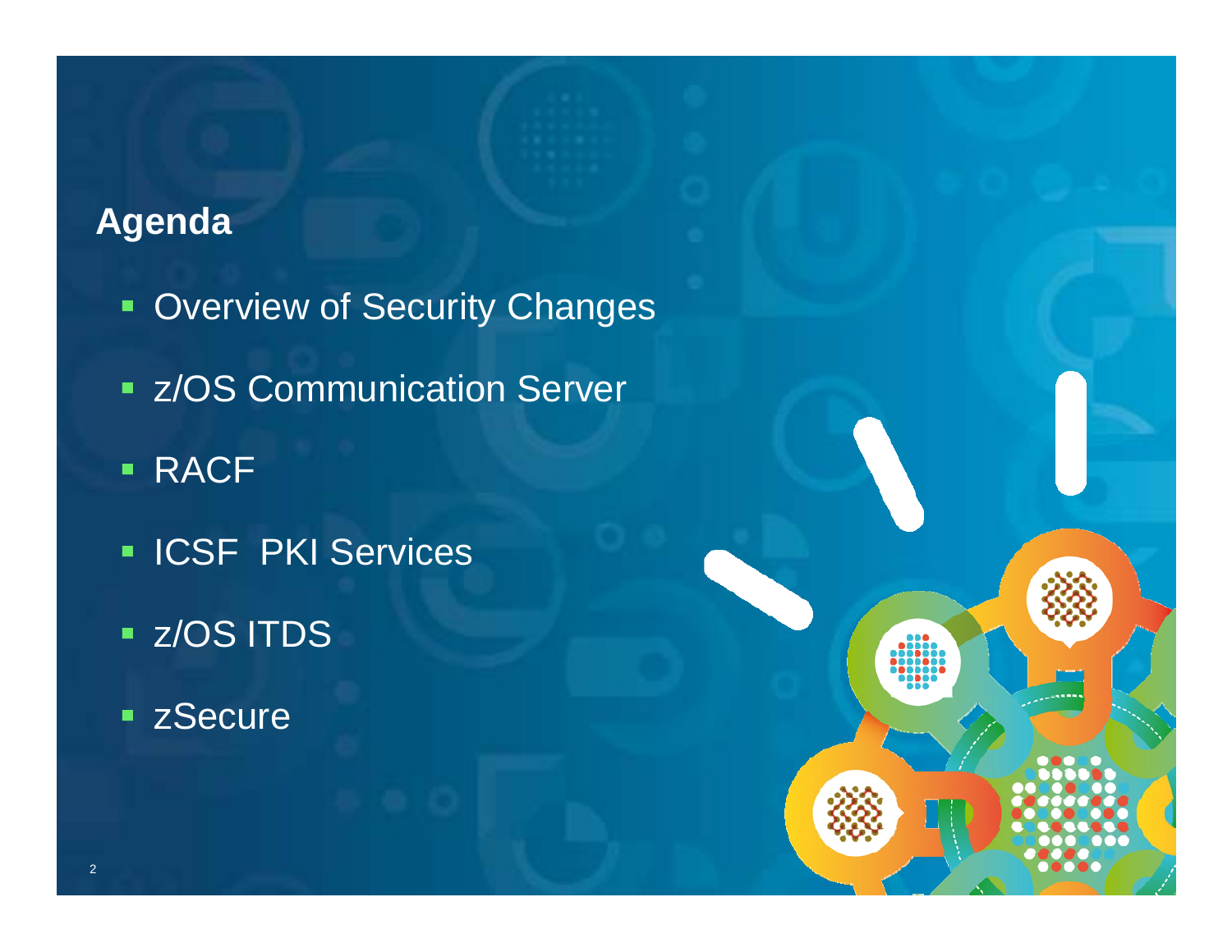## Agenda

- Overview of Security Changes
- z/OS Communication Server
- RACF
- ICSF  PKI Services
- z/OS ITDS
- zSecure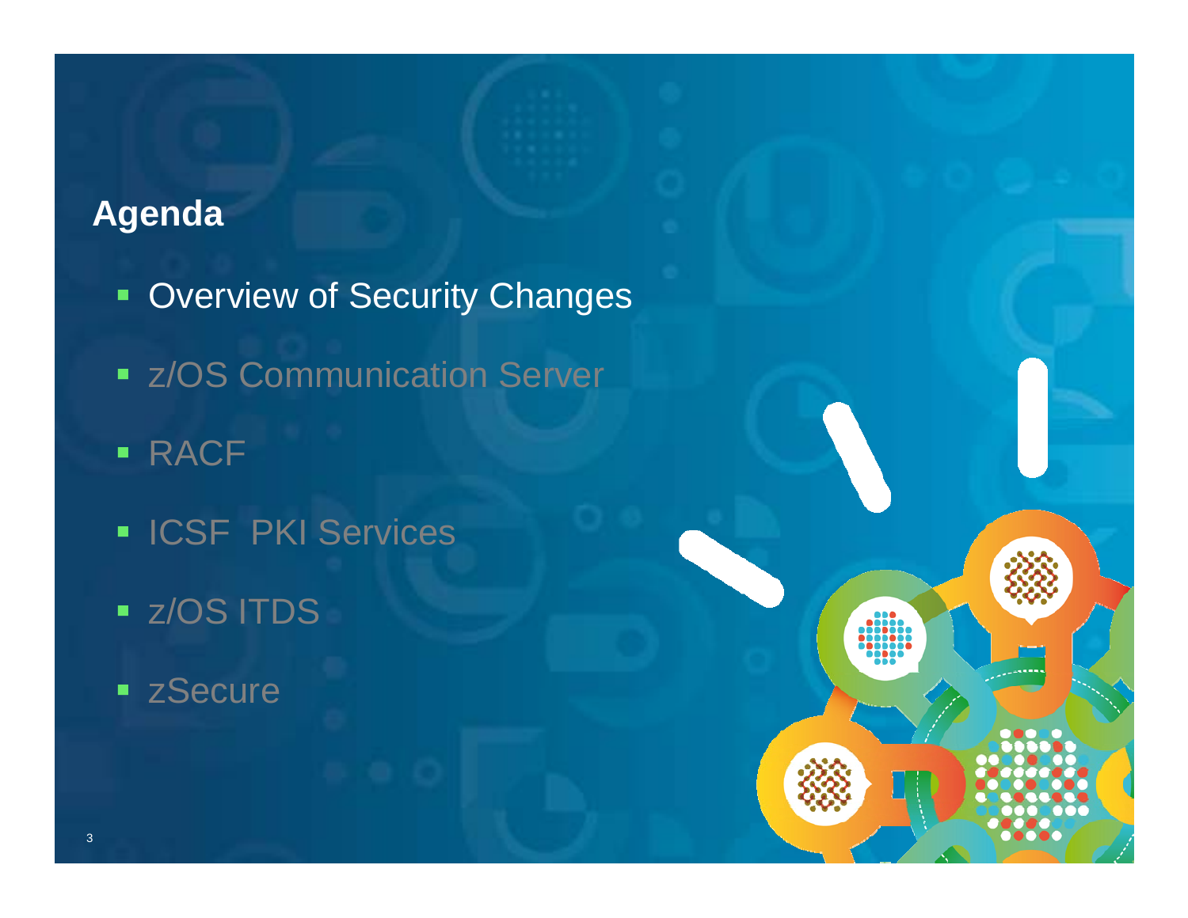## Agenda

- Overview of Security Changes
- z/OS Communication Server
- RACF
- ICSF PKI Services
- z/OS ITDS
- zSecure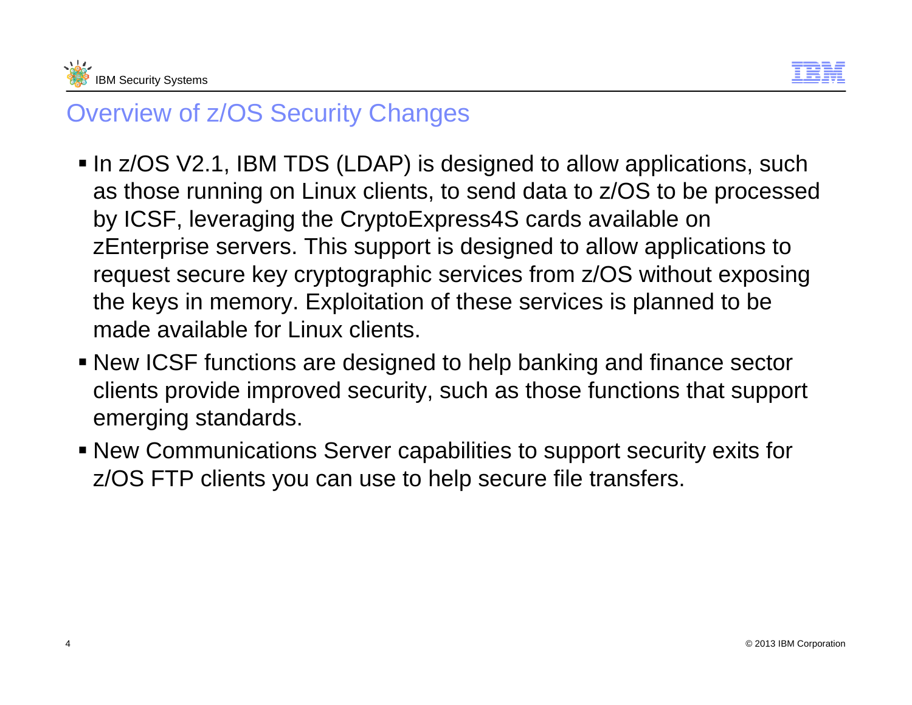# Overview of z/OS Security Changes

- In z/OS V2.1, IBM TDS (LDAP) is designed to allow applications, such as those running on Linux clients, to send data to z/OS to be processed by ICSF, leveraging the CryptoExpress4S cards available on zEnterprise servers. This support is designed to allow applications to request secure key cryptographic services from z/OS without exposing the keys in memory. Exploitation of these services is planned to be made available for Linux clients.
- New ICSF functions are designed to help banking and finance sector clients provide improved security, such as those functions that support emerging standards.
- New Communications Server capabilities to support security exits for z/OS FTP clients you can use to help secure file transfers.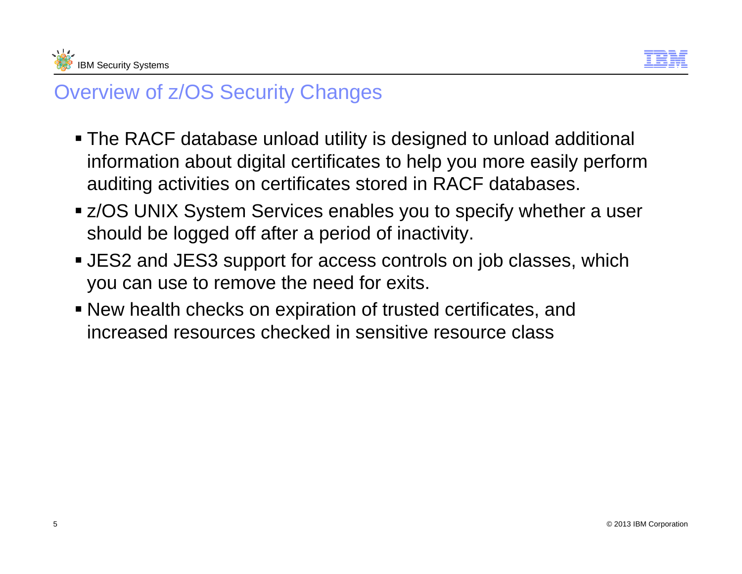# Overview of z/OS Security Changes

- The RACF database unload utility is designed to unload additional information about digital certificates to help you more easily perform auditing activities on certificates stored in RACF databases.
- z/OS UNIX System Services enables you to specify whether a user should be logged off after a period of inactivity.
- JES2 and JES3 support for access controls on job classes, which you can use to remove the need for exits.
- New health checks on expiration of trusted certificates, and increased resources checked in sensitive resource class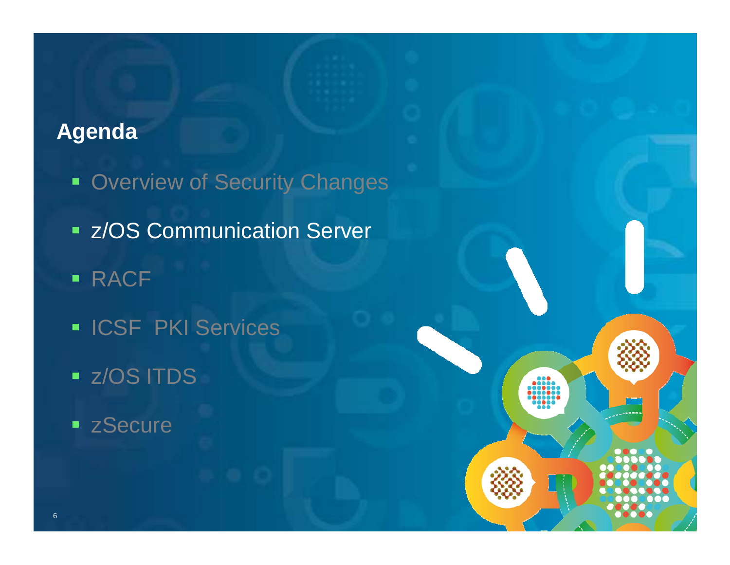# Agenda

- Overview of Security Changes
- z/OS Communication Server
- RACF
- ICSF  PKI Services
- z/OS ITDS
- zSecure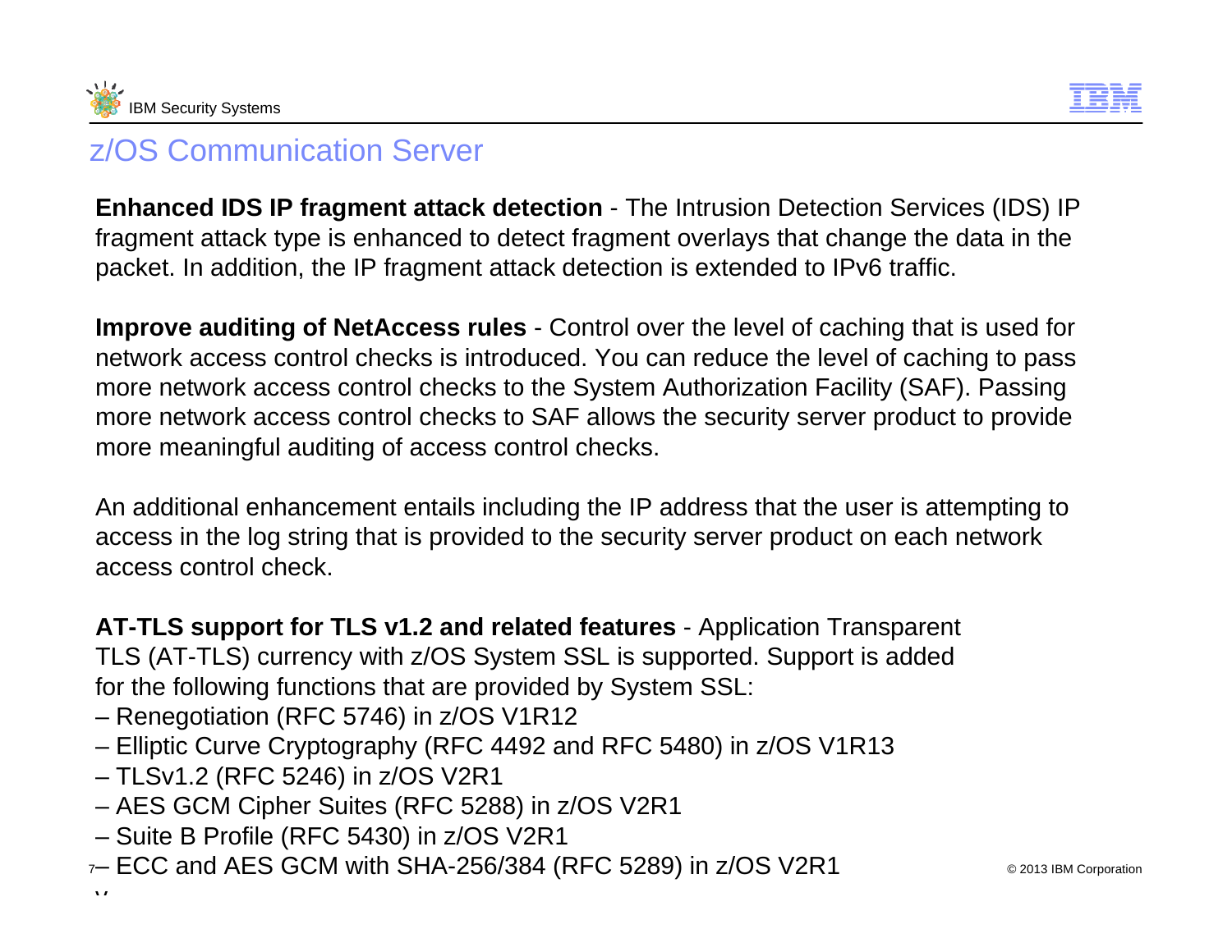## z/OS Communication Server

**Enhanced IDS IP fragment attack detection** - The Intrusion Detection Services (IDS) IP fragment attack type is enhanced to detect fragment overlays that change the data in the packet. In addition, the IP fragment attack detection is extended to IPv6 traffic.

**Improve auditing of NetAccess rules** - Control over the level of caching that is used for network access control checks is introduced. You can reduce the level of caching to pass more network access control checks to the System Authorization Facility (SAF). Passing more network access control checks to SAF allows the security server product to provide more meaningful auditing of access control checks.

An additional enhancement entails including the IP address that the user is attempting to access in the log string that is provided to the security server product on each network access control check.

**AT-TLS support for TLS v1.2 and related features** - Application Transparent TLS (AT-TLS) currency with z/OS System SSL is supported. Support is added for the following functions that are provided by System SSL:

– Renegotiation (RFC 5746) in z/OS V1R12
– Elliptic Curve Cryptography (RFC 4492 and RFC 5480) in z/OS V1R13
– TLSv1.2 (RFC 5246) in z/OS V2R1
– AES GCM Cipher Suites (RFC 5288) in z/OS V2R1
– Suite B Profile (RFC 5430) in z/OS V2R1
– ECC and AES GCM with SHA-256/384 (RFC 5289) in z/OS V2R1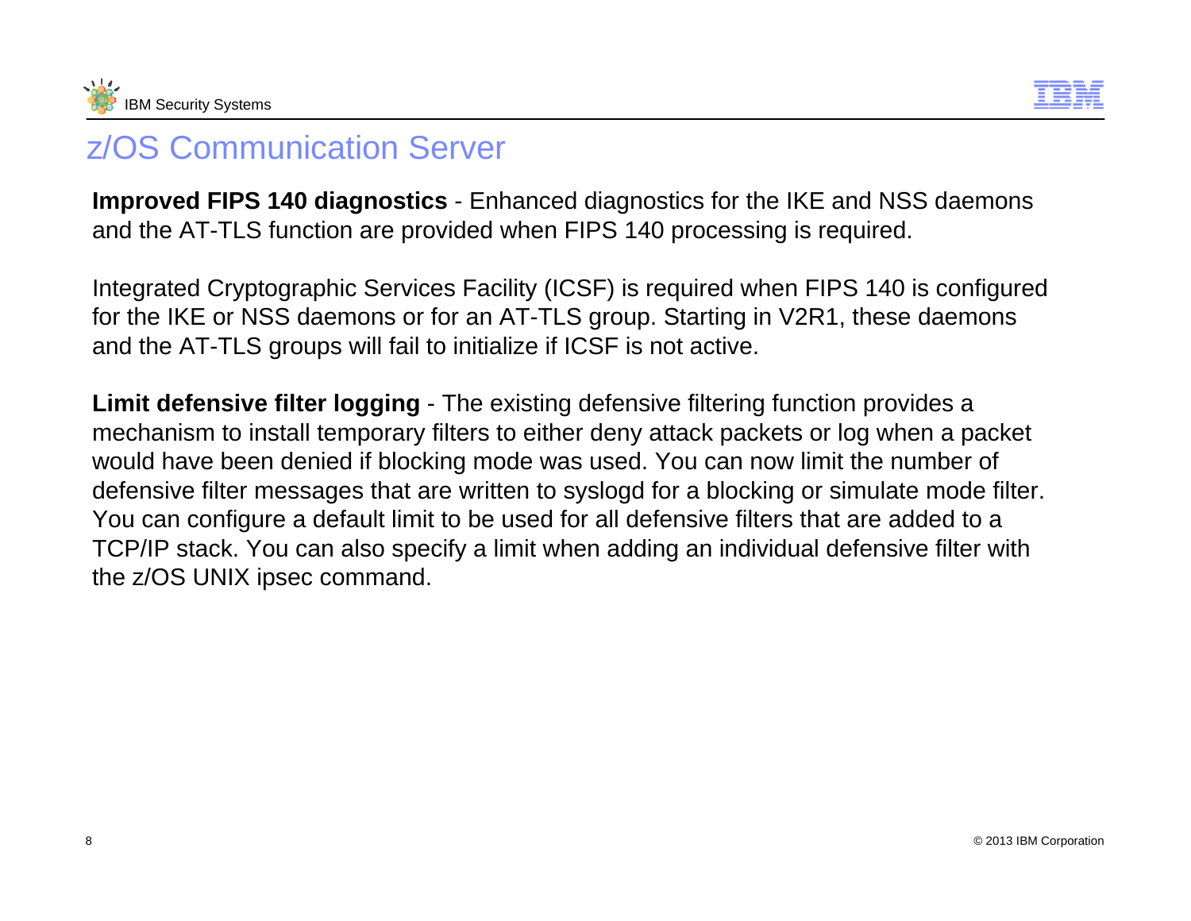# z/OS Communication Server

**Improved FIPS 140 diagnostics** - Enhanced diagnostics for the IKE and NSS daemons and the AT-TLS function are provided when FIPS 140 processing is required.

Integrated Cryptographic Services Facility (ICSF) is required when FIPS 140 is configured for the IKE or NSS daemons or for an AT-TLS group. Starting in V2R1, these daemons and the AT-TLS groups will fail to initialize if ICSF is not active.

**Limit defensive filter logging** - The existing defensive filtering function provides a mechanism to install temporary filters to either deny attack packets or log when a packet would have been denied if blocking mode was used. You can now limit the number of defensive filter messages that are written to syslogd for a blocking or simulate mode filter. You can configure a default limit to be used for all defensive filters that are added to a TCP/IP stack. You can also specify a limit when adding an individual defensive filter with the z/OS UNIX ipsec command.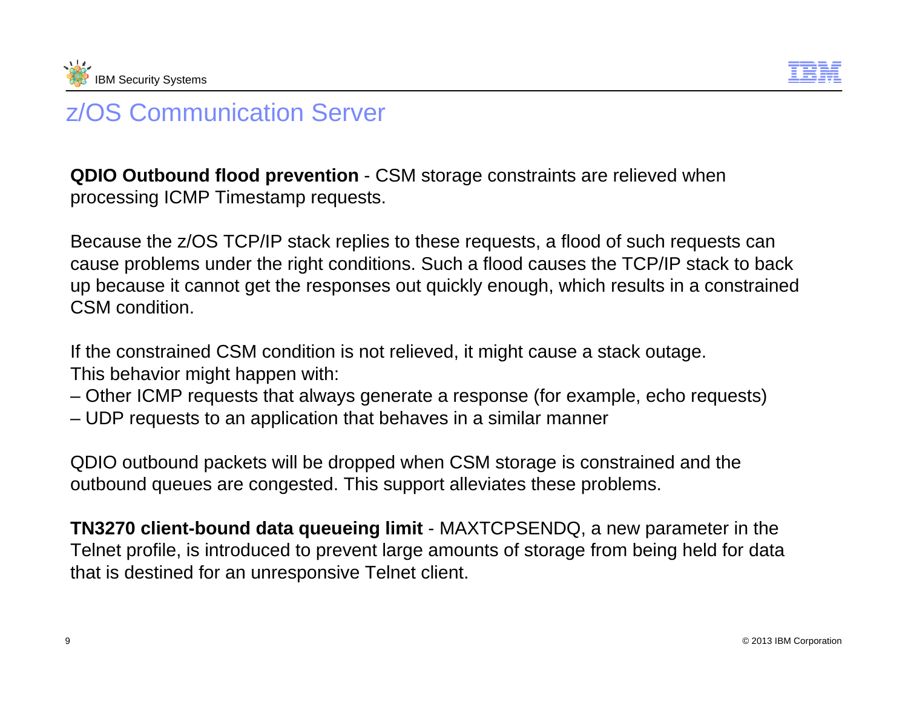# z/OS Communication Server

**QDIO Outbound flood prevention** - CSM storage constraints are relieved when processing ICMP Timestamp requests.

Because the z/OS TCP/IP stack replies to these requests, a flood of such requests can cause problems under the right conditions. Such a flood causes the TCP/IP stack to back up because it cannot get the responses out quickly enough, which results in a constrained CSM condition.

If the constrained CSM condition is not relieved, it might cause a stack outage. This behavior might happen with:

– Other ICMP requests that always generate a response (for example, echo requests)
– UDP requests to an application that behaves in a similar manner

QDIO outbound packets will be dropped when CSM storage is constrained and the outbound queues are congested. This support alleviates these problems.

**TN3270 client-bound data queueing limit** - MAXTCPSENDQ, a new parameter in the Telnet profile, is introduced to prevent large amounts of storage from being held for data that is destined for an unresponsive Telnet client.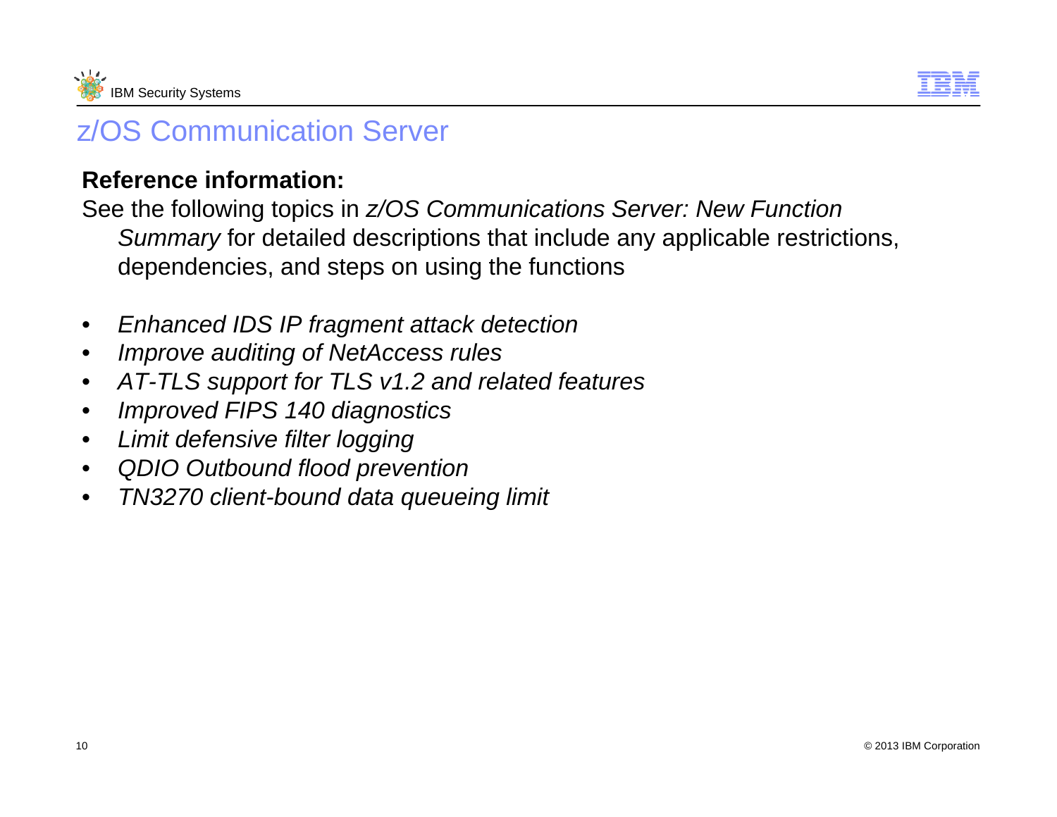# z/OS Communication Server

**Reference information:**

See the following topics in *z/OS Communications Server: New Function Summary* for detailed descriptions that include any applicable restrictions, dependencies, and steps on using the functions

- *Enhanced IDS IP fragment attack detection*
- *Improve auditing of NetAccess rules*
- *AT-TLS support for TLS v1.2 and related features*
- *Improved FIPS 140 diagnostics*
- *Limit defensive filter logging*
- *QDIO Outbound flood prevention*
- *TN3270 client-bound data queueing limit*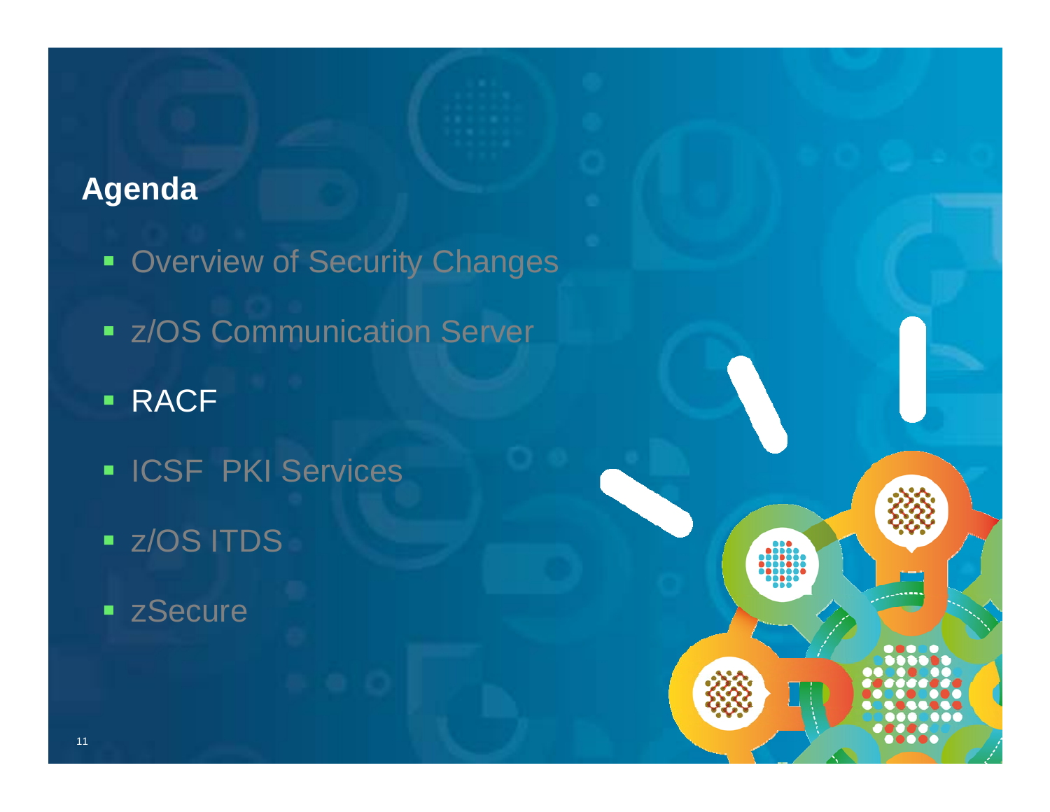## Agenda

- Overview of Security Changes
- z/OS Communication Server
- RACF
- ICSF  PKI Services
- z/OS ITDS
- zSecure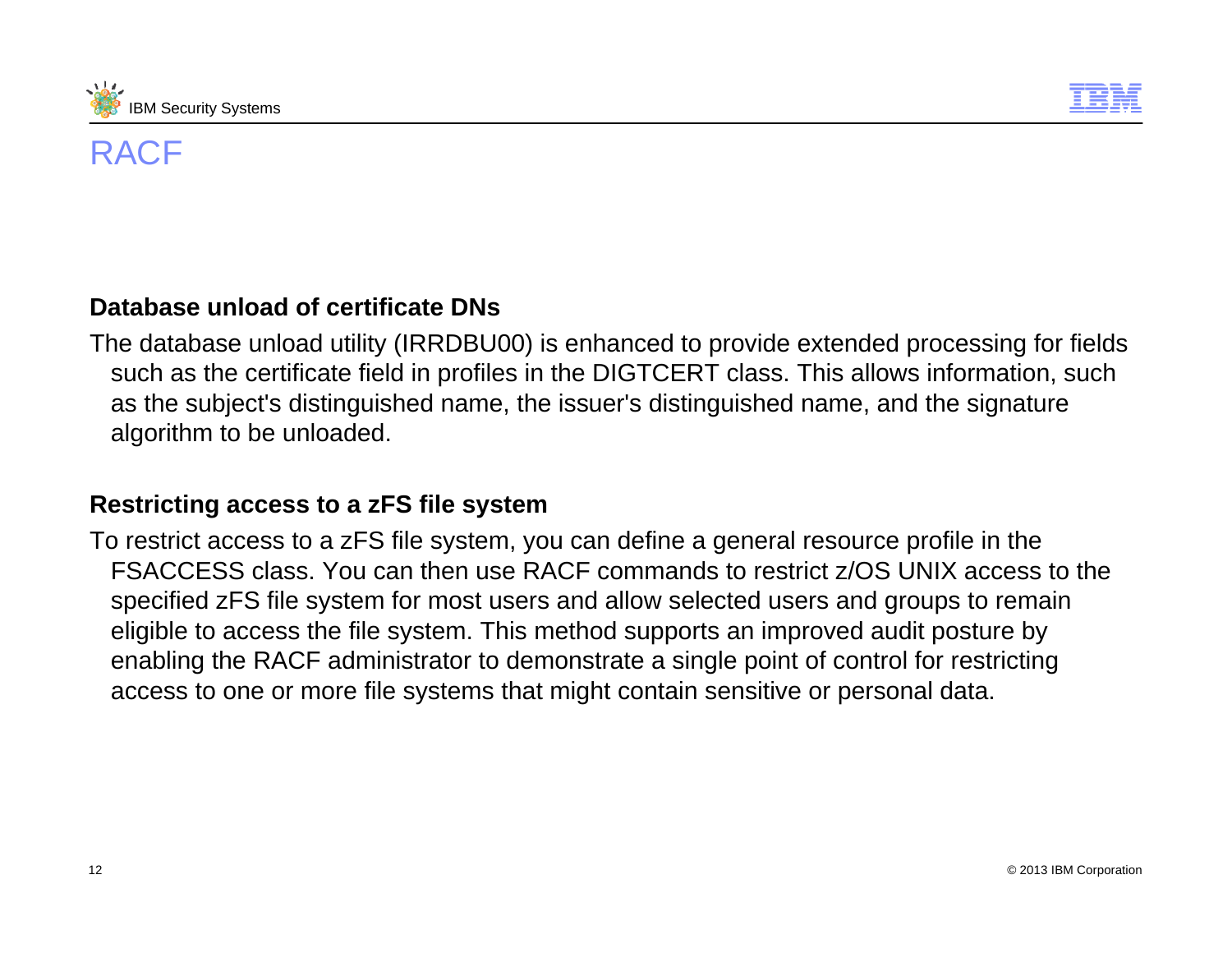# RACF

**Database unload of certificate DNs**

The database unload utility (IRRDBU00) is enhanced to provide extended processing for fields such as the certificate field in profiles in the DIGTCERT class. This allows information, such as the subject's distinguished name, the issuer's distinguished name, and the signature algorithm to be unloaded.

**Restricting access to a zFS file system**

To restrict access to a zFS file system, you can define a general resource profile in the FSACCESS class. You can then use RACF commands to restrict z/OS UNIX access to the specified zFS file system for most users and allow selected users and groups to remain eligible to access the file system. This method supports an improved audit posture by enabling the RACF administrator to demonstrate a single point of control for restricting access to one or more file systems that might contain sensitive or personal data.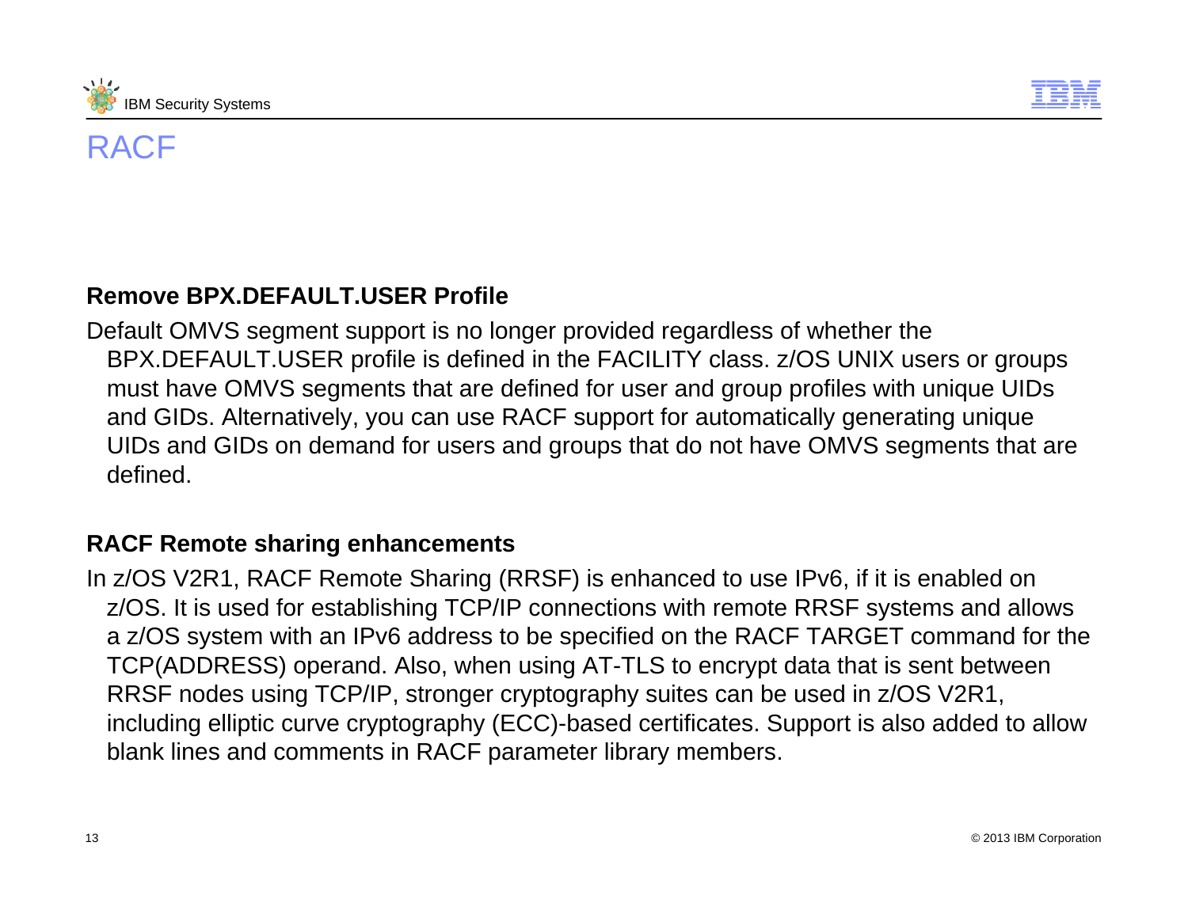# RACF

**Remove BPX.DEFAULT.USER Profile**

Default OMVS segment support is no longer provided regardless of whether the BPX.DEFAULT.USER profile is defined in the FACILITY class. z/OS UNIX users or groups must have OMVS segments that are defined for user and group profiles with unique UIDs and GIDs. Alternatively, you can use RACF support for automatically generating unique UIDs and GIDs on demand for users and groups that do not have OMVS segments that are defined.

**RACF Remote sharing enhancements**

In z/OS V2R1, RACF Remote Sharing (RRSF) is enhanced to use IPv6, if it is enabled on z/OS. It is used for establishing TCP/IP connections with remote RRSF systems and allows a z/OS system with an IPv6 address to be specified on the RACF TARGET command for the TCP(ADDRESS) operand. Also, when using AT-TLS to encrypt data that is sent between RRSF nodes using TCP/IP, stronger cryptography suites can be used in z/OS V2R1, including elliptic curve cryptography (ECC)-based certificates. Support is also added to allow blank lines and comments in RACF parameter library members.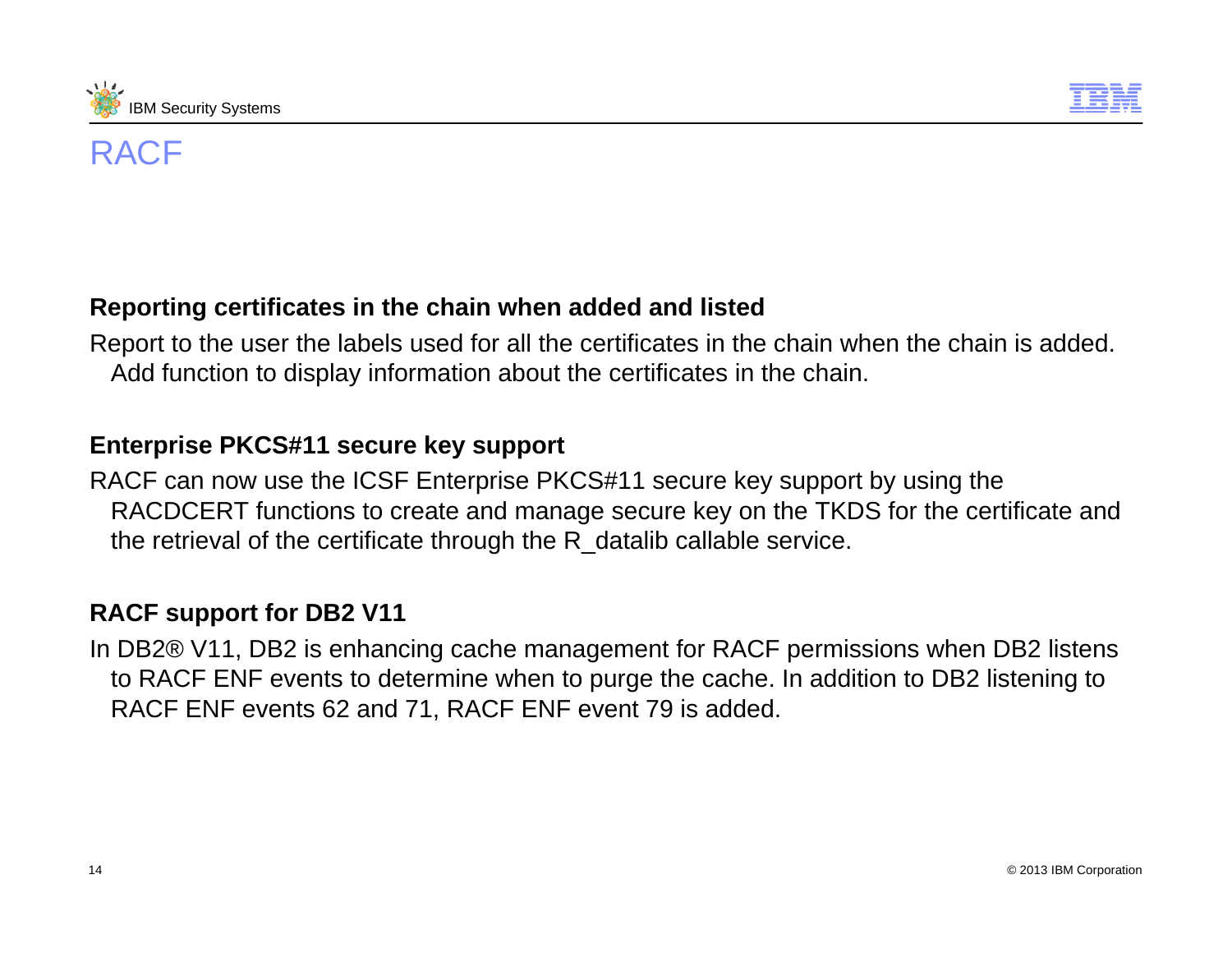# RACF

### Reporting certificates in the chain when added and listed

Report to the user the labels used for all the certificates in the chain when the chain is added. Add function to display information about the certificates in the chain.

### Enterprise PKCS#11 secure key support

RACF can now use the ICSF Enterprise PKCS#11 secure key support by using the RACDCERT functions to create and manage secure key on the TKDS for the certificate and the retrieval of the certificate through the R_datalib callable service.

### RACF support for DB2 V11

In DB2® V11, DB2 is enhancing cache management for RACF permissions when DB2 listens to RACF ENF events to determine when to purge the cache. In addition to DB2 listening to RACF ENF events 62 and 71, RACF ENF event 79 is added.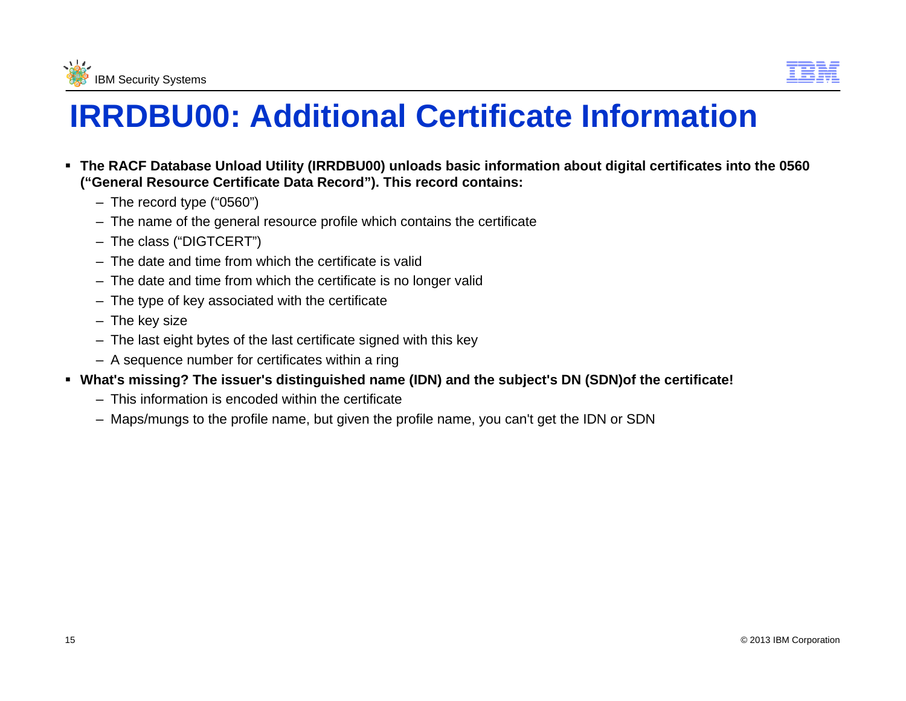# IRRDBU00: Additional Certificate Information

- **The RACF Database Unload Utility (IRRDBU00) unloads basic information about digital certificates into the 0560 ("General Resource Certificate Data Record"). This record contains:**
  - The record type ("0560")
  - The name of the general resource profile which contains the certificate
  - The class ("DIGTCERT")
  - The date and time from which the certificate is valid
  - The date and time from which the certificate is no longer valid
  - The type of key associated with the certificate
  - The key size
  - The last eight bytes of the last certificate signed with this key
  - A sequence number for certificates within a ring
- **What's missing? The issuer's distinguished name (IDN) and the subject's DN (SDN)of the certificate!**
  - This information is encoded within the certificate
  - Maps/mungs to the profile name, but given the profile name, you can't get the IDN or SDN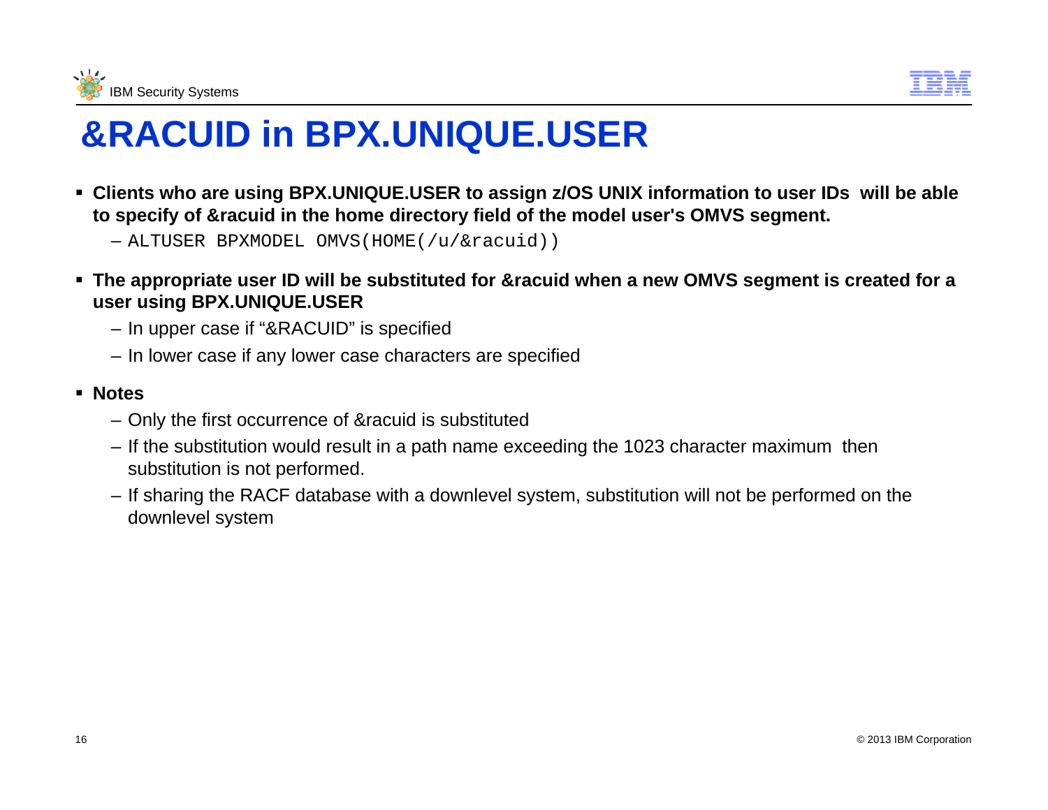# &RACUID in BPX.UNIQUE.USER

- **Clients who are using BPX.UNIQUE.USER to assign z/OS UNIX information to user IDs will be able to specify of &racuid in the home directory field of the model user's OMVS segment.**
  - `ALTUSER BPXMODEL OMVS(HOME(/u/&racuid))`
- **The appropriate user ID will be substituted for &racuid when a new OMVS segment is created for a user using BPX.UNIQUE.USER**
  - In upper case if "&RACUID" is specified
  - In lower case if any lower case characters are specified
- **Notes**
  - Only the first occurrence of &racuid is substituted
  - If the substitution would result in a path name exceeding the 1023 character maximum then substitution is not performed.
  - If sharing the RACF database with a downlevel system, substitution will not be performed on the downlevel system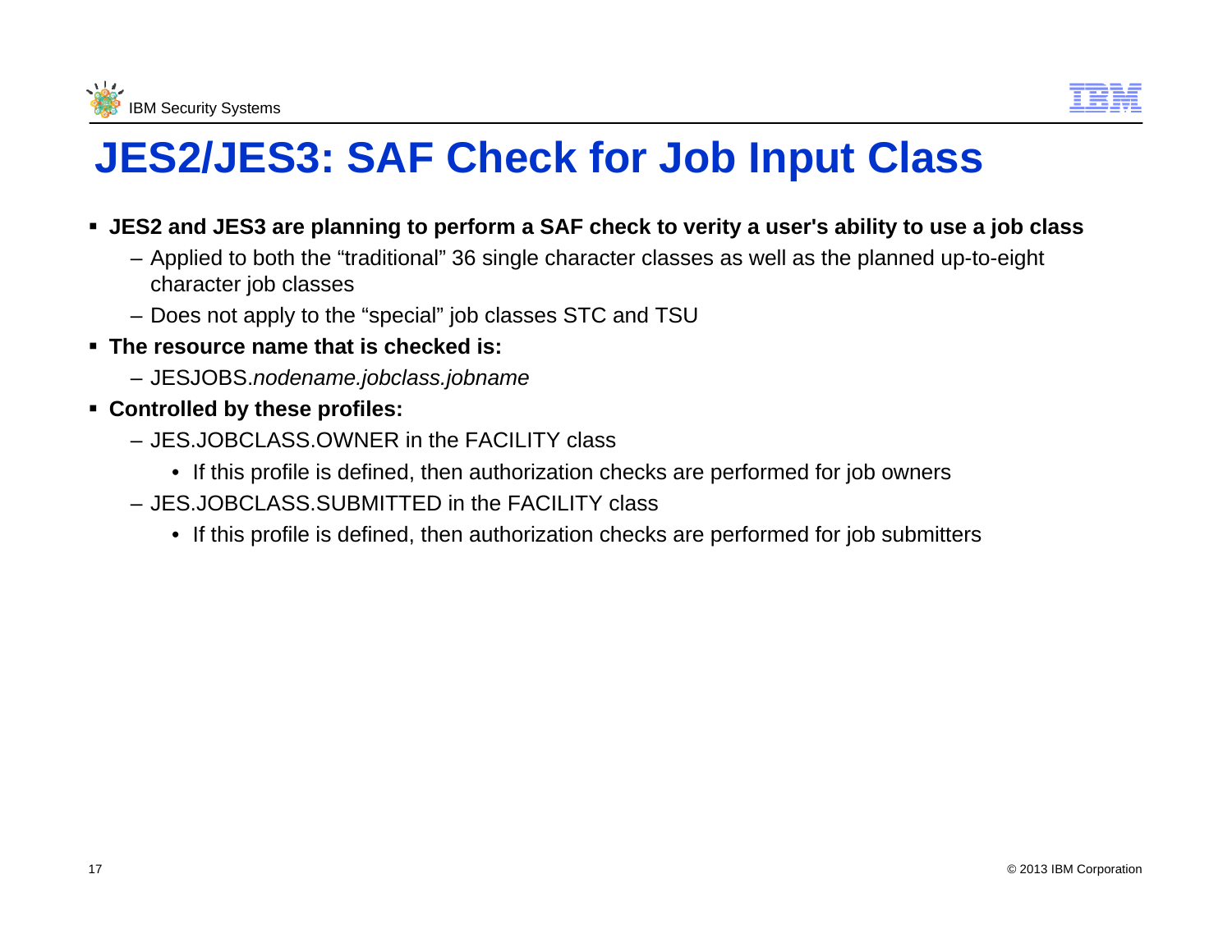# JES2/JES3: SAF Check for Job Input Class

- **JES2 and JES3 are planning to perform a SAF check to verity a user's ability to use a job class**
  - Applied to both the “traditional” 36 single character classes as well as the planned up-to-eight character job classes
  - Does not apply to the “special” job classes STC and TSU
- **The resource name that is checked is:**
  - JESJOBS.*nodename.jobclass.jobname*
- **Controlled by these profiles:**
  - JES.JOBCLASS.OWNER in the FACILITY class
    - If this profile is defined, then authorization checks are performed for job owners
  - JES.JOBCLASS.SUBMITTED in the FACILITY class
    - If this profile is defined, then authorization checks are performed for job submitters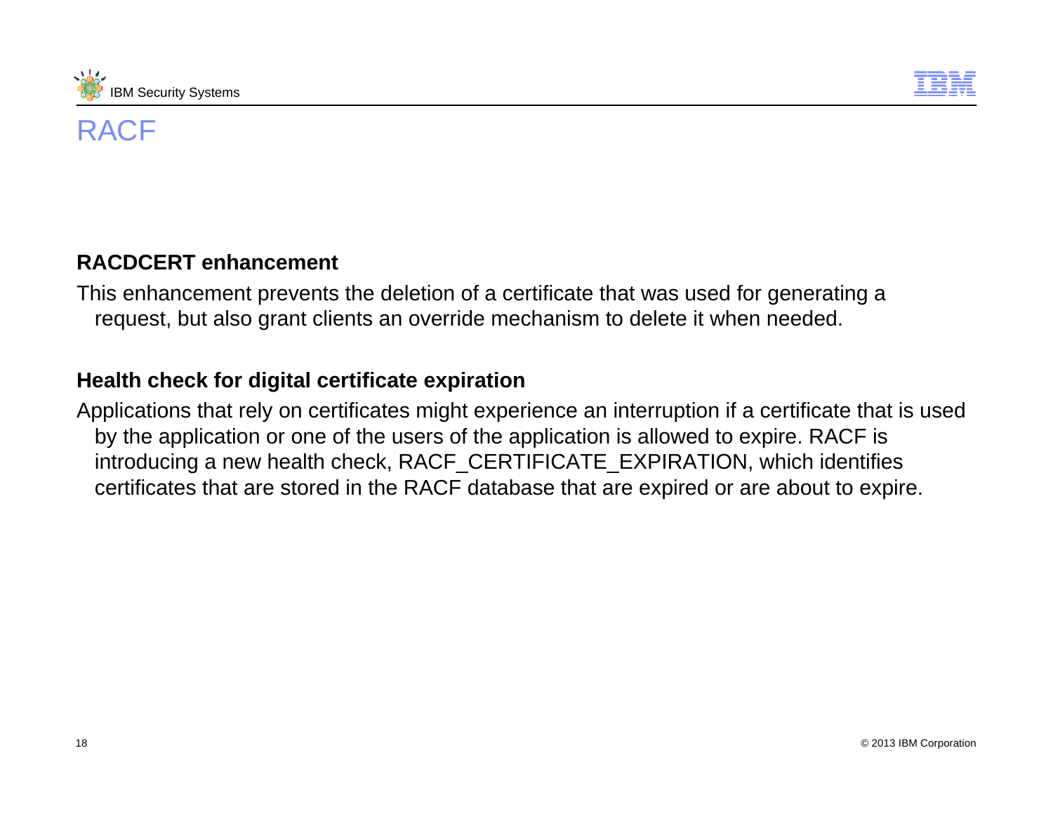# RACF

**RACDCERT enhancement**

This enhancement prevents the deletion of a certificate that was used for generating a request, but also grant clients an override mechanism to delete it when needed.

**Health check for digital certificate expiration**

Applications that rely on certificates might experience an interruption if a certificate that is used by the application or one of the users of the application is allowed to expire. RACF is introducing a new health check, RACF_CERTIFICATE_EXPIRATION, which identifies certificates that are stored in the RACF database that are expired or are about to expire.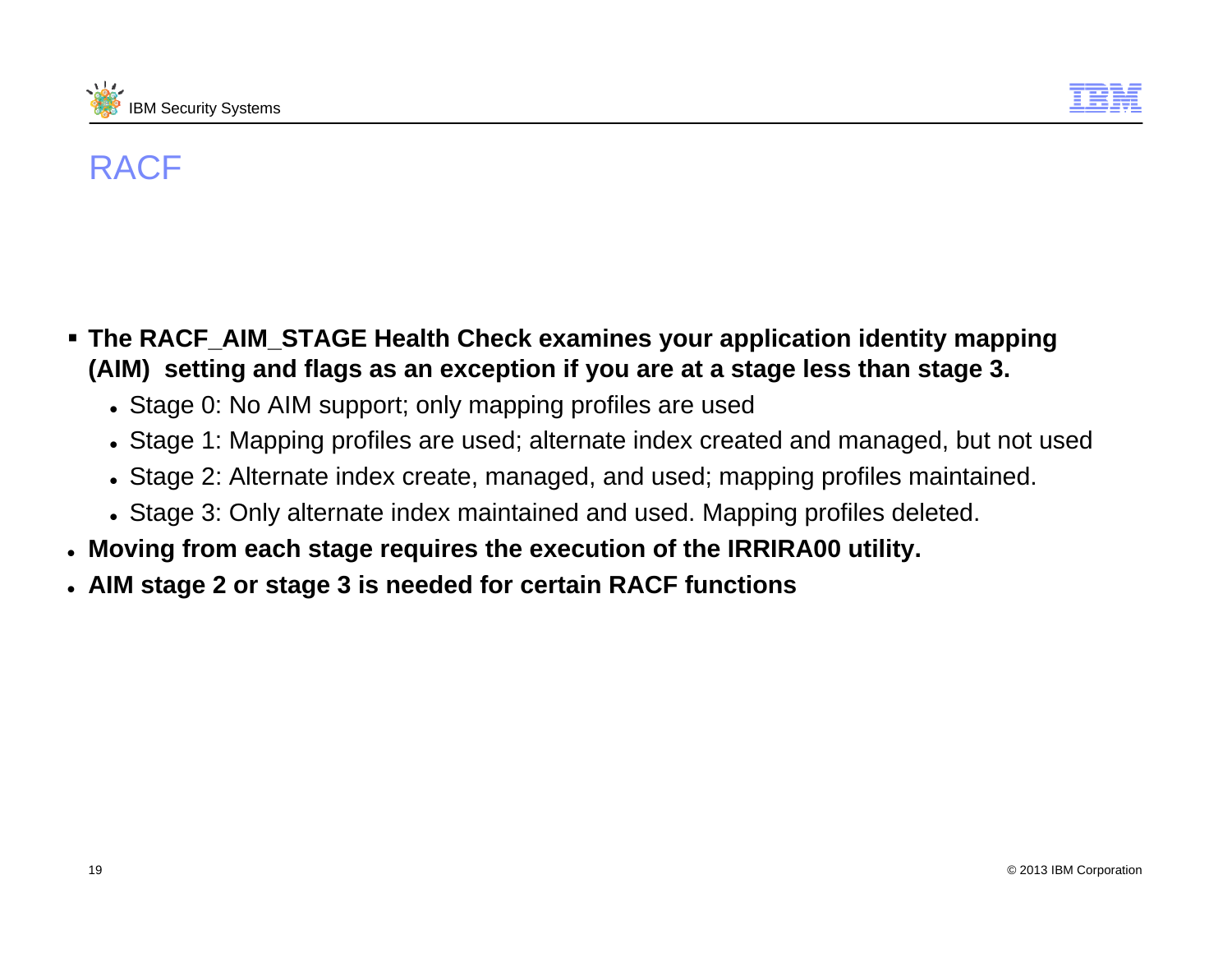# RACF

- **The RACF_AIM_STAGE Health Check examines your application identity mapping (AIM) setting and flags as an exception if you are at a stage less than stage 3.**
  - Stage 0: No AIM support; only mapping profiles are used
  - Stage 1: Mapping profiles are used; alternate index created and managed, but not used
  - Stage 2: Alternate index create, managed, and used; mapping profiles maintained.
  - Stage 3: Only alternate index maintained and used. Mapping profiles deleted.
- **Moving from each stage requires the execution of the IRRIRA00 utility.**
- **AIM stage 2 or stage 3 is needed for certain RACF functions**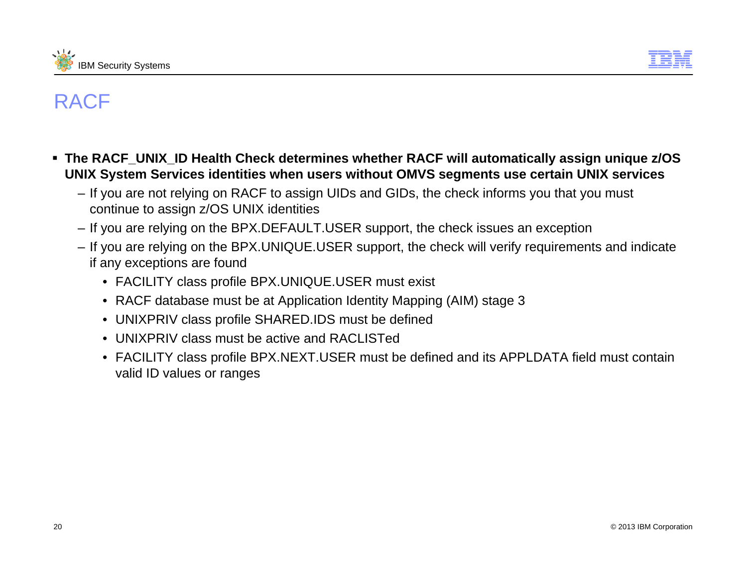# RACF

- **The RACF_UNIX_ID Health Check determines whether RACF will automatically assign unique z/OS UNIX System Services identities when users without OMVS segments use certain UNIX services**
  - If you are not relying on RACF to assign UIDs and GIDs, the check informs you that you must continue to assign z/OS UNIX identities
  - If you are relying on the BPX.DEFAULT.USER support, the check issues an exception
  - If you are relying on the BPX.UNIQUE.USER support, the check will verify requirements and indicate if any exceptions are found
    - FACILITY class profile BPX.UNIQUE.USER must exist
    - RACF database must be at Application Identity Mapping (AIM) stage 3
    - UNIXPRIV class profile SHARED.IDS must be defined
    - UNIXPRIV class must be active and RACLISTed
    - FACILITY class profile BPX.NEXT.USER must be defined and its APPLDATA field must contain valid ID values or ranges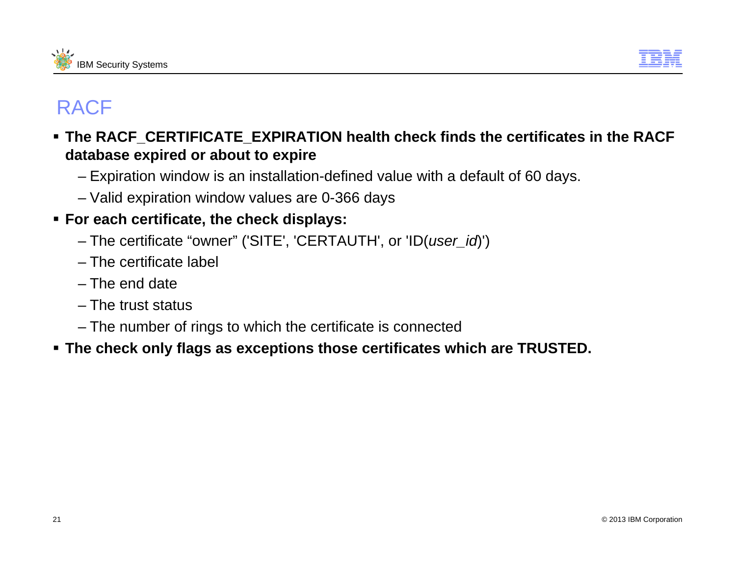# RACF

- **The RACF_CERTIFICATE_EXPIRATION health check finds the certificates in the RACF database expired or about to expire**
  - Expiration window is an installation-defined value with a default of 60 days.
  - Valid expiration window values are 0-366 days
- **For each certificate, the check displays:**
  - The certificate “owner” ('SITE', 'CERTAUTH', or 'ID(*user_id*)')
  - The certificate label
  - The end date
  - The trust status
  - The number of rings to which the certificate is connected
- **The check only flags as exceptions those certificates which are TRUSTED.**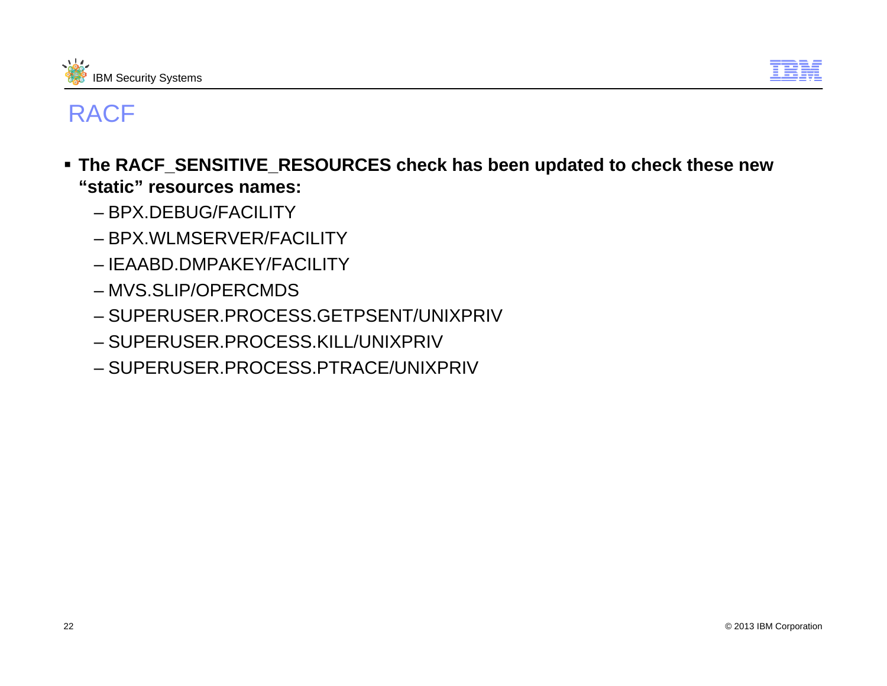# RACF

- **The RACF_SENSITIVE_RESOURCES check has been updated to check these new "static" resources names:**
  - BPX.DEBUG/FACILITY
  - BPX.WLMSERVER/FACILITY
  - IEAABD.DMPAKEY/FACILITY
  - MVS.SLIP/OPERCMDS
  - SUPERUSER.PROCESS.GETPSENT/UNIXPRIV
  - SUPERUSER.PROCESS.KILL/UNIXPRIV
  - SUPERUSER.PROCESS.PTRACE/UNIXPRIV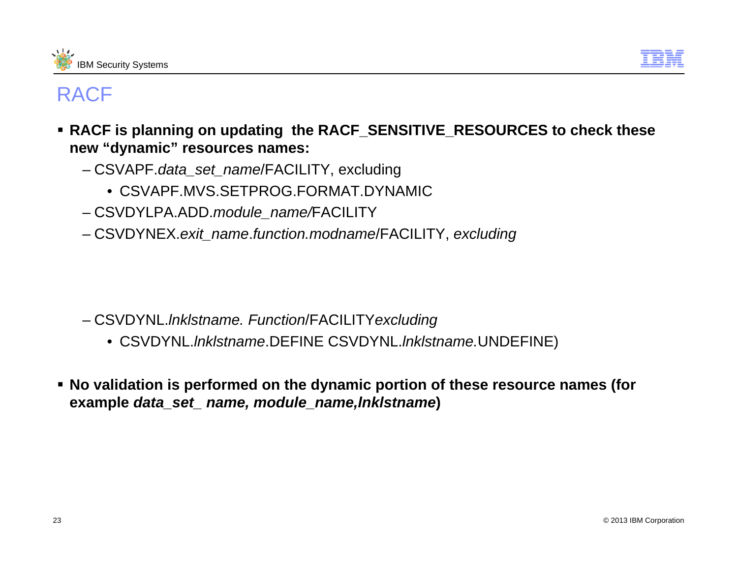# RACF

- **RACF is planning on updating the RACF_SENSITIVE_RESOURCES to check these new “dynamic” resources names:**
  - CSVAPF.*data_set_name*/FACILITY, excluding
    - CSVAPF.MVS.SETPROG.FORMAT.DYNAMIC
  - CSVDYLPA.ADD.*module_name/*FACILITY
  - CSVDYNEX.*exit_name*.*function.modname*/FACILITY, *excluding*
  - CSVDYNL.*lnklstname. Function*/FACILITY*excluding*
    - CSVDYNL.*lnklstname*.DEFINE CSVDYNL.*lnklstname.*UNDEFINE)

- **No validation is performed on the dynamic portion of these resource names (for example *data_set_ name, module_name,lnklstname*)**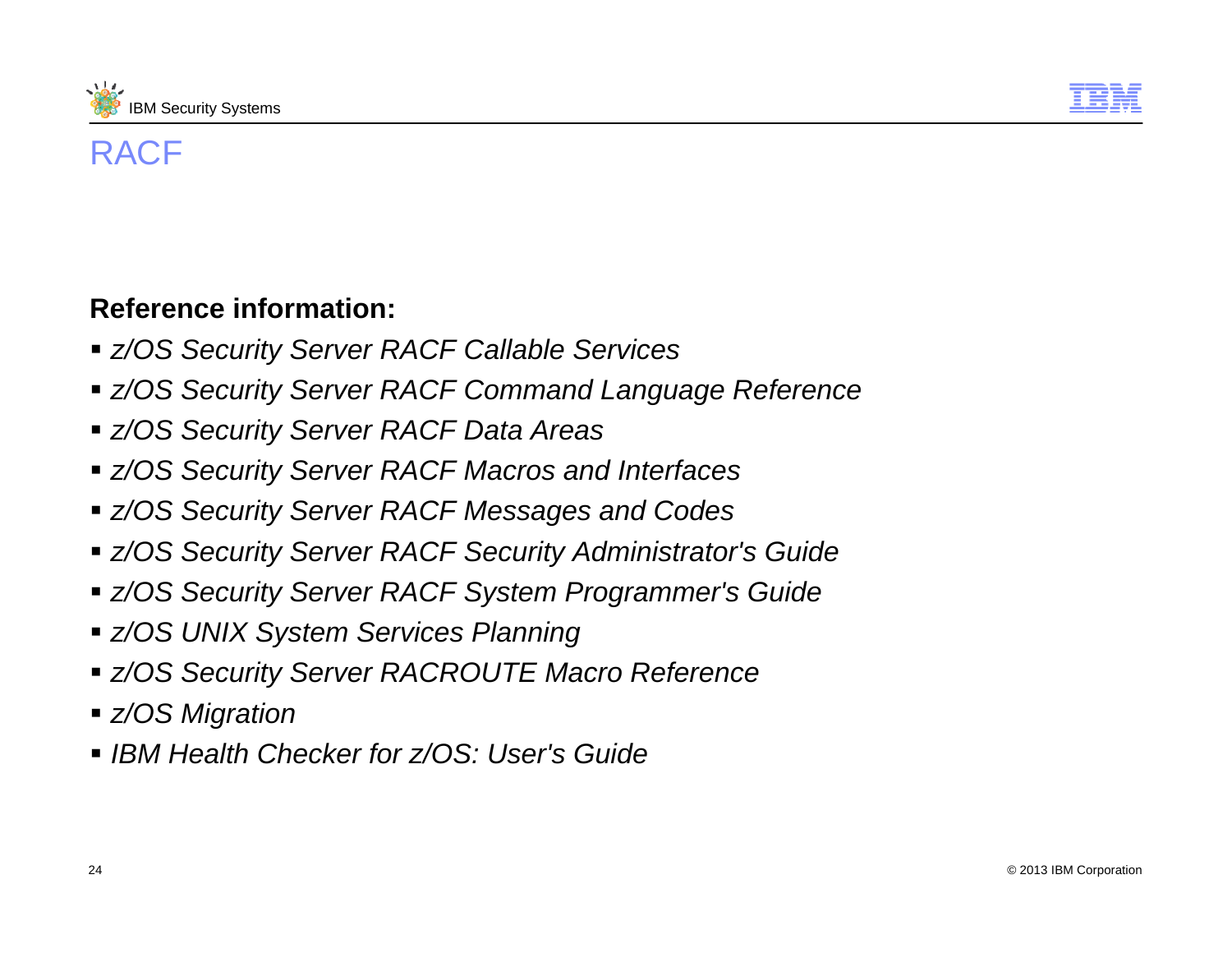# RACF

**Reference information:**

- *z/OS Security Server RACF Callable Services*
- *z/OS Security Server RACF Command Language Reference*
- *z/OS Security Server RACF Data Areas*
- *z/OS Security Server RACF Macros and Interfaces*
- *z/OS Security Server RACF Messages and Codes*
- *z/OS Security Server RACF Security Administrator's Guide*
- *z/OS Security Server RACF System Programmer's Guide*
- *z/OS UNIX System Services Planning*
- *z/OS Security Server RACROUTE Macro Reference*
- *z/OS Migration*
- *IBM Health Checker for z/OS: User's Guide*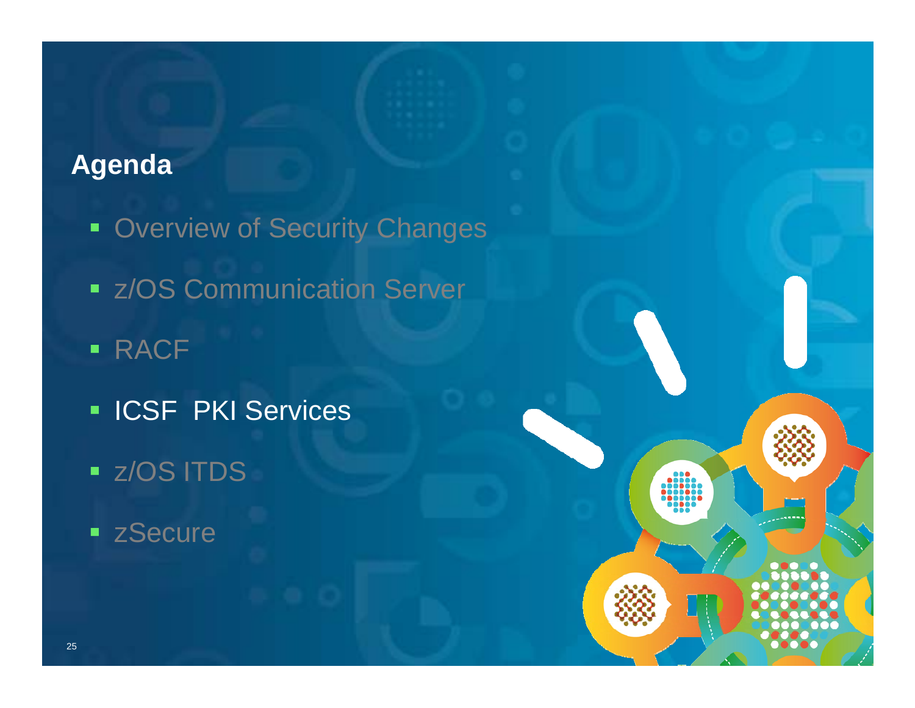## Agenda

- Overview of Security Changes
- z/OS Communication Server
- RACF
- ICSF PKI Services
- z/OS ITDS
- zSecure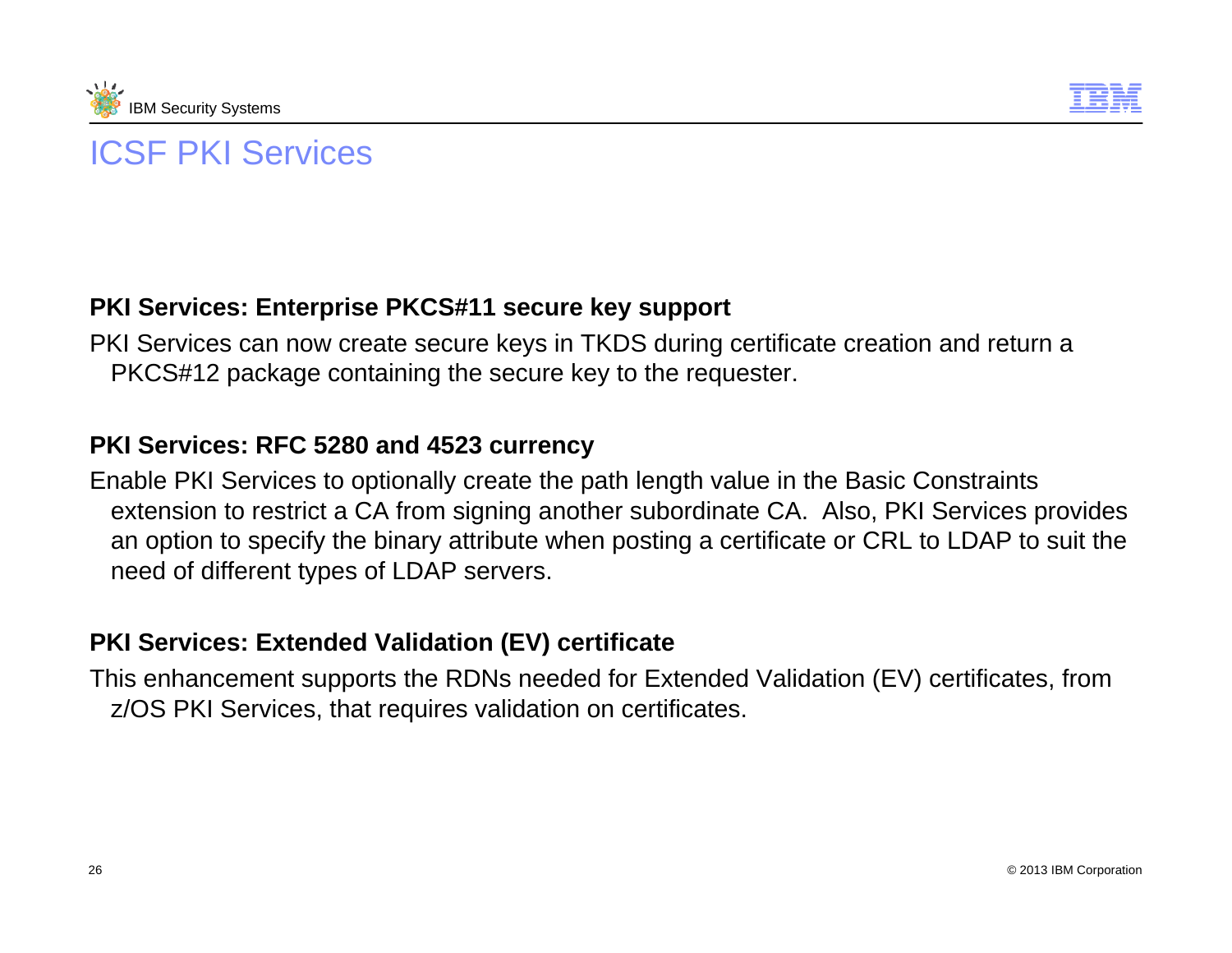# ICSF PKI Services

**PKI Services: Enterprise PKCS#11 secure key support**

PKI Services can now create secure keys in TKDS during certificate creation and return a PKCS#12 package containing the secure key to the requester.

**PKI Services: RFC 5280 and 4523 currency**

Enable PKI Services to optionally create the path length value in the Basic Constraints extension to restrict a CA from signing another subordinate CA. Also, PKI Services provides an option to specify the binary attribute when posting a certificate or CRL to LDAP to suit the need of different types of LDAP servers.

**PKI Services: Extended Validation (EV) certificate**

This enhancement supports the RDNs needed for Extended Validation (EV) certificates, from z/OS PKI Services, that requires validation on certificates.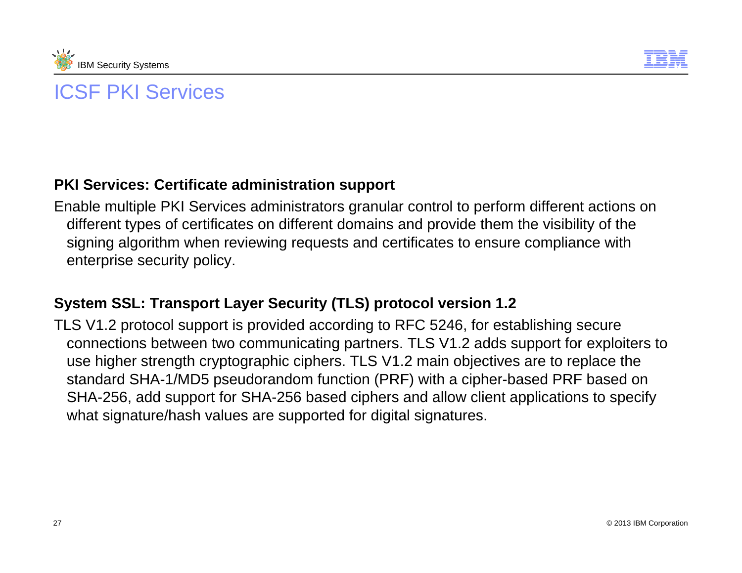# ICSF PKI Services

**PKI Services: Certificate administration support**

Enable multiple PKI Services administrators granular control to perform different actions on different types of certificates on different domains and provide them the visibility of the signing algorithm when reviewing requests and certificates to ensure compliance with enterprise security policy.

**System SSL: Transport Layer Security (TLS) protocol version 1.2**

TLS V1.2 protocol support is provided according to RFC 5246, for establishing secure connections between two communicating partners. TLS V1.2 adds support for exploiters to use higher strength cryptographic ciphers. TLS V1.2 main objectives are to replace the standard SHA-1/MD5 pseudorandom function (PRF) with a cipher-based PRF based on SHA-256, add support for SHA-256 based ciphers and allow client applications to specify what signature/hash values are supported for digital signatures.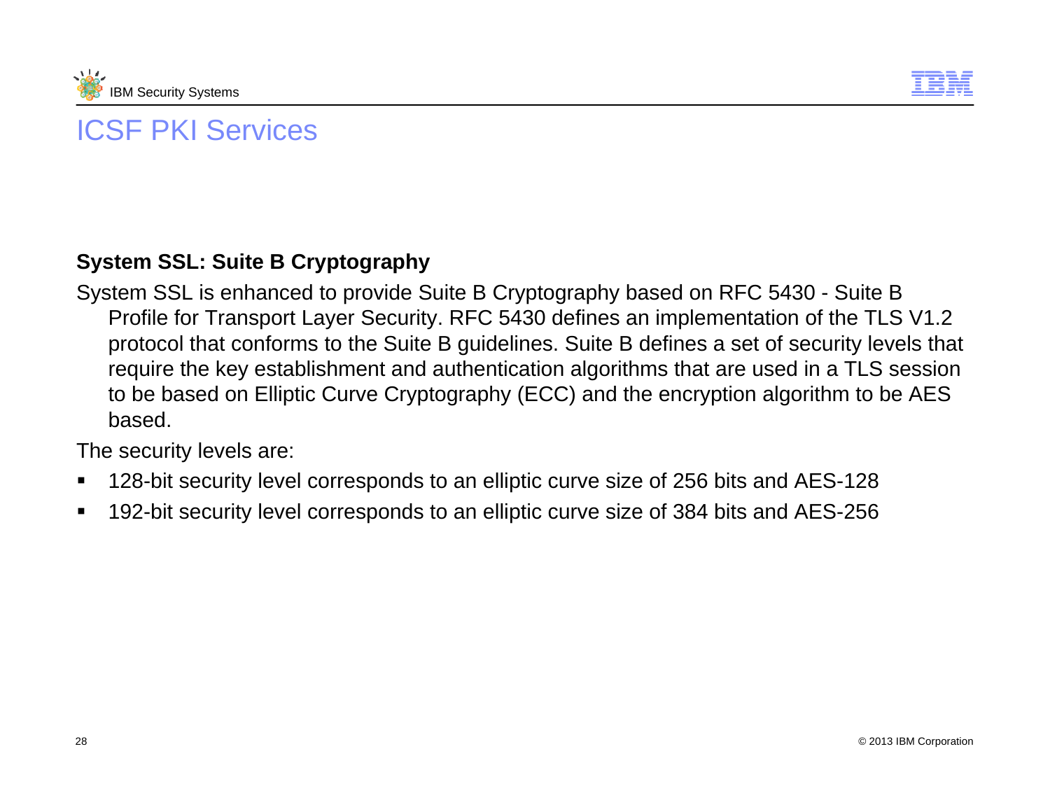# ICSF PKI Services

**System SSL: Suite B Cryptography**

System SSL is enhanced to provide Suite B Cryptography based on RFC 5430 - Suite B Profile for Transport Layer Security. RFC 5430 defines an implementation of the TLS V1.2 protocol that conforms to the Suite B guidelines. Suite B defines a set of security levels that require the key establishment and authentication algorithms that are used in a TLS session to be based on Elliptic Curve Cryptography (ECC) and the encryption algorithm to be AES based.

The security levels are:

- 128-bit security level corresponds to an elliptic curve size of 256 bits and AES-128
- 192-bit security level corresponds to an elliptic curve size of 384 bits and AES-256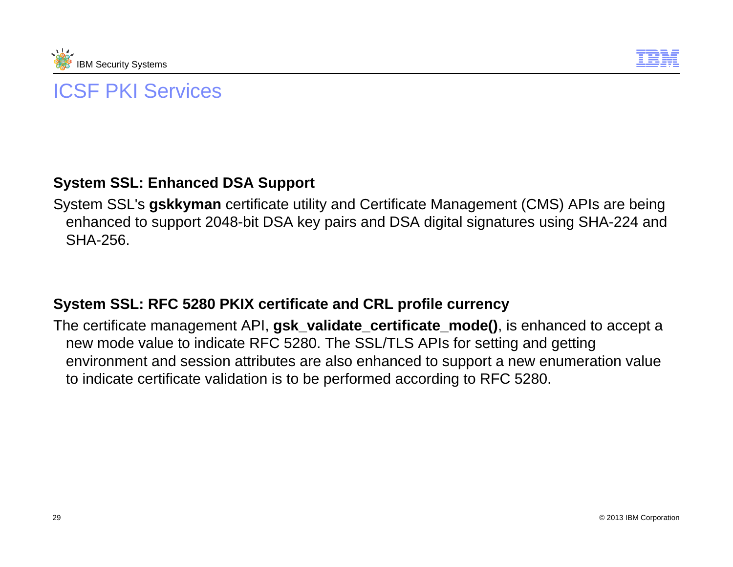# ICSF PKI Services

**System SSL: Enhanced DSA Support**

System SSL's **gskkyman** certificate utility and Certificate Management (CMS) APIs are being enhanced to support 2048-bit DSA key pairs and DSA digital signatures using SHA-224 and SHA-256.

**System SSL: RFC 5280 PKIX certificate and CRL profile currency**

The certificate management API, **gsk_validate_certificate_mode()**, is enhanced to accept a new mode value to indicate RFC 5280. The SSL/TLS APIs for setting and getting environment and session attributes are also enhanced to support a new enumeration value to indicate certificate validation is to be performed according to RFC 5280.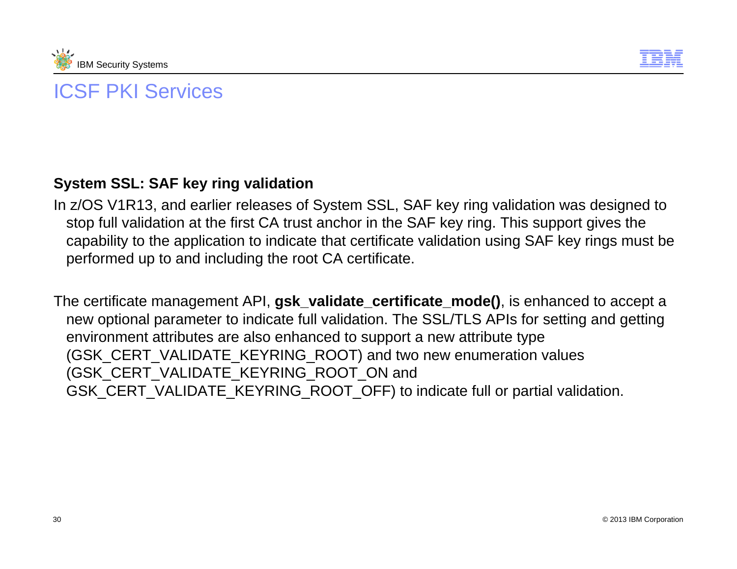# ICSF PKI Services

**System SSL: SAF key ring validation**

In z/OS V1R13, and earlier releases of System SSL, SAF key ring validation was designed to stop full validation at the first CA trust anchor in the SAF key ring. This support gives the capability to the application to indicate that certificate validation using SAF key rings must be performed up to and including the root CA certificate.

The certificate management API, **gsk_validate_certificate_mode()**, is enhanced to accept a new optional parameter to indicate full validation. The SSL/TLS APIs for setting and getting environment attributes are also enhanced to support a new attribute type (GSK_CERT_VALIDATE_KEYRING_ROOT) and two new enumeration values (GSK_CERT_VALIDATE_KEYRING_ROOT_ON and GSK_CERT_VALIDATE_KEYRING_ROOT_OFF) to indicate full or partial validation.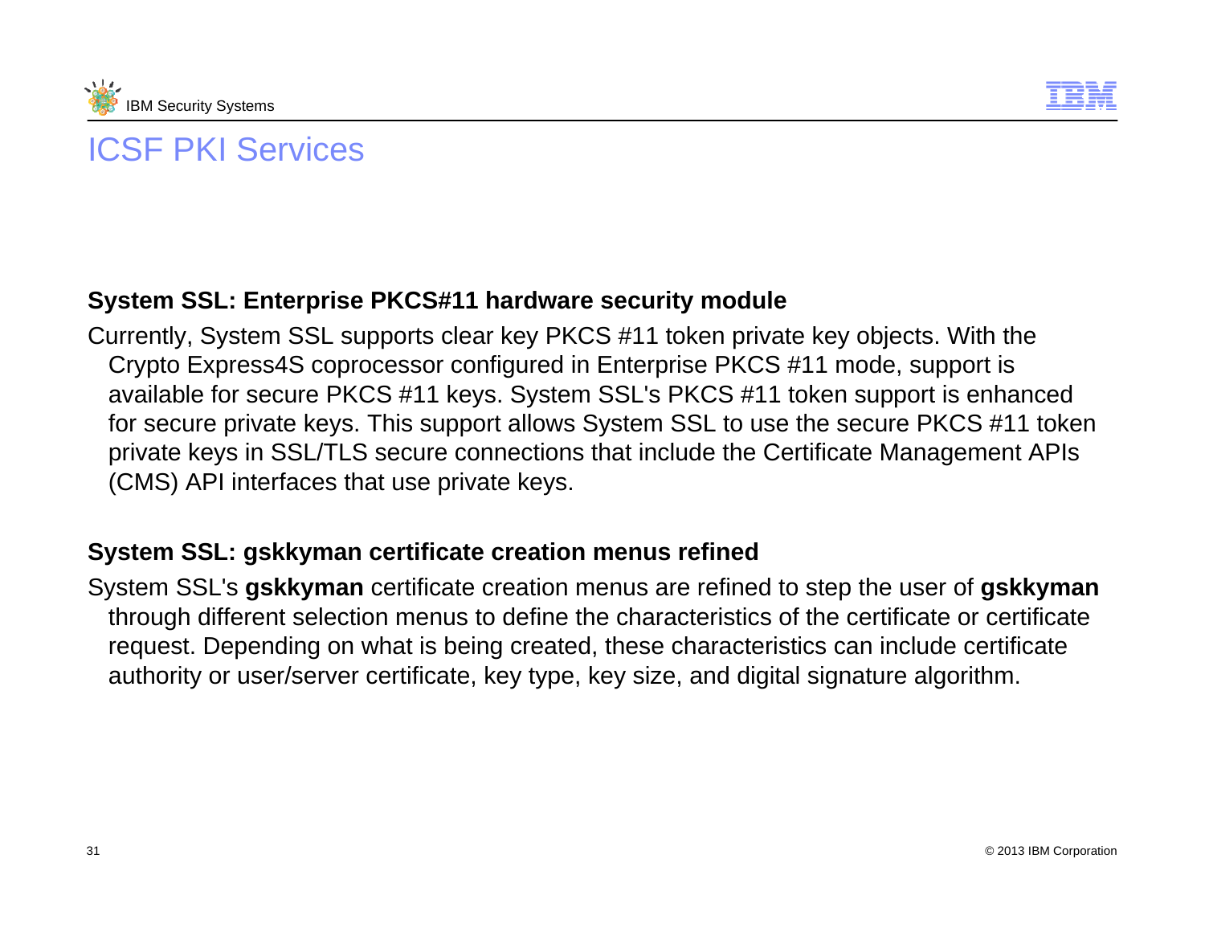# ICSF PKI Services

**System SSL: Enterprise PKCS#11 hardware security module**

Currently, System SSL supports clear key PKCS #11 token private key objects. With the Crypto Express4S coprocessor configured in Enterprise PKCS #11 mode, support is available for secure PKCS #11 keys. System SSL's PKCS #11 token support is enhanced for secure private keys. This support allows System SSL to use the secure PKCS #11 token private keys in SSL/TLS secure connections that include the Certificate Management APIs (CMS) API interfaces that use private keys.

**System SSL: gskkyman certificate creation menus refined**

System SSL's **gskkyman** certificate creation menus are refined to step the user of **gskkyman** through different selection menus to define the characteristics of the certificate or certificate request. Depending on what is being created, these characteristics can include certificate authority or user/server certificate, key type, key size, and digital signature algorithm.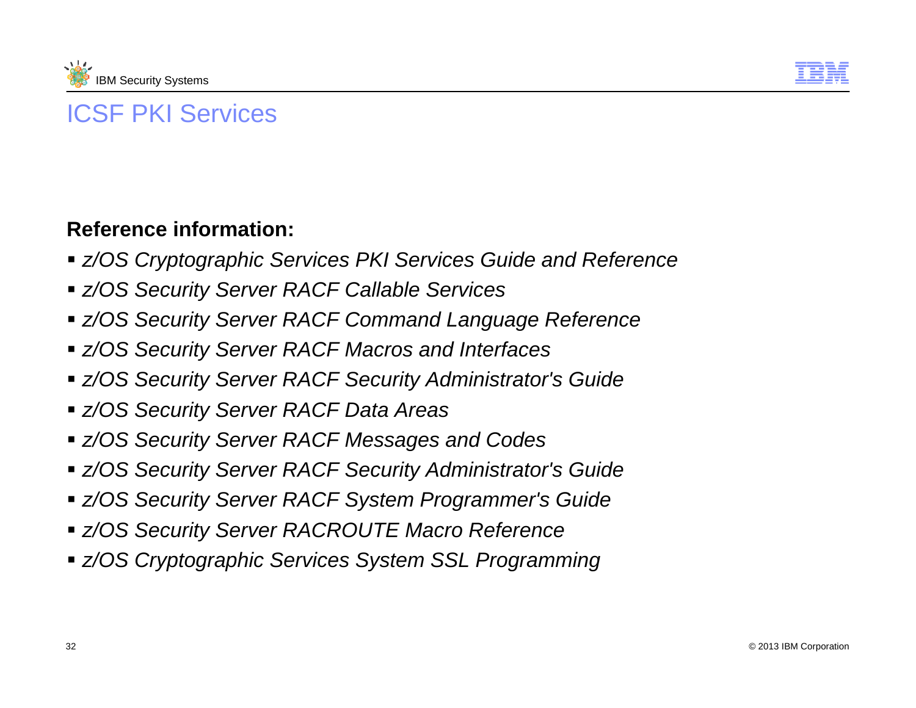# ICSF PKI Services

**Reference information:**

- *z/OS Cryptographic Services PKI Services Guide and Reference*
- *z/OS Security Server RACF Callable Services*
- *z/OS Security Server RACF Command Language Reference*
- *z/OS Security Server RACF Macros and Interfaces*
- *z/OS Security Server RACF Security Administrator's Guide*
- *z/OS Security Server RACF Data Areas*
- *z/OS Security Server RACF Messages and Codes*
- *z/OS Security Server RACF Security Administrator's Guide*
- *z/OS Security Server RACF System Programmer's Guide*
- *z/OS Security Server RACROUTE Macro Reference*
- *z/OS Cryptographic Services System SSL Programming*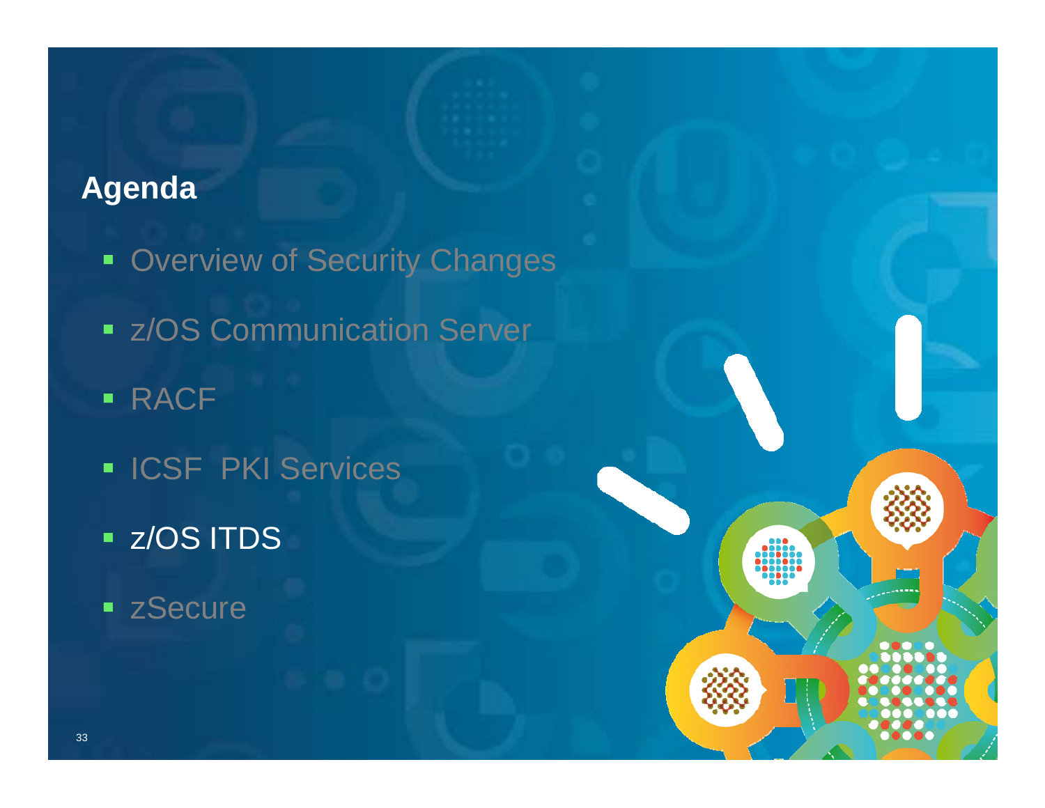## Agenda

- Overview of Security Changes
- z/OS Communication Server
- RACF
- ICSF  PKI Services
- z/OS ITDS
- zSecure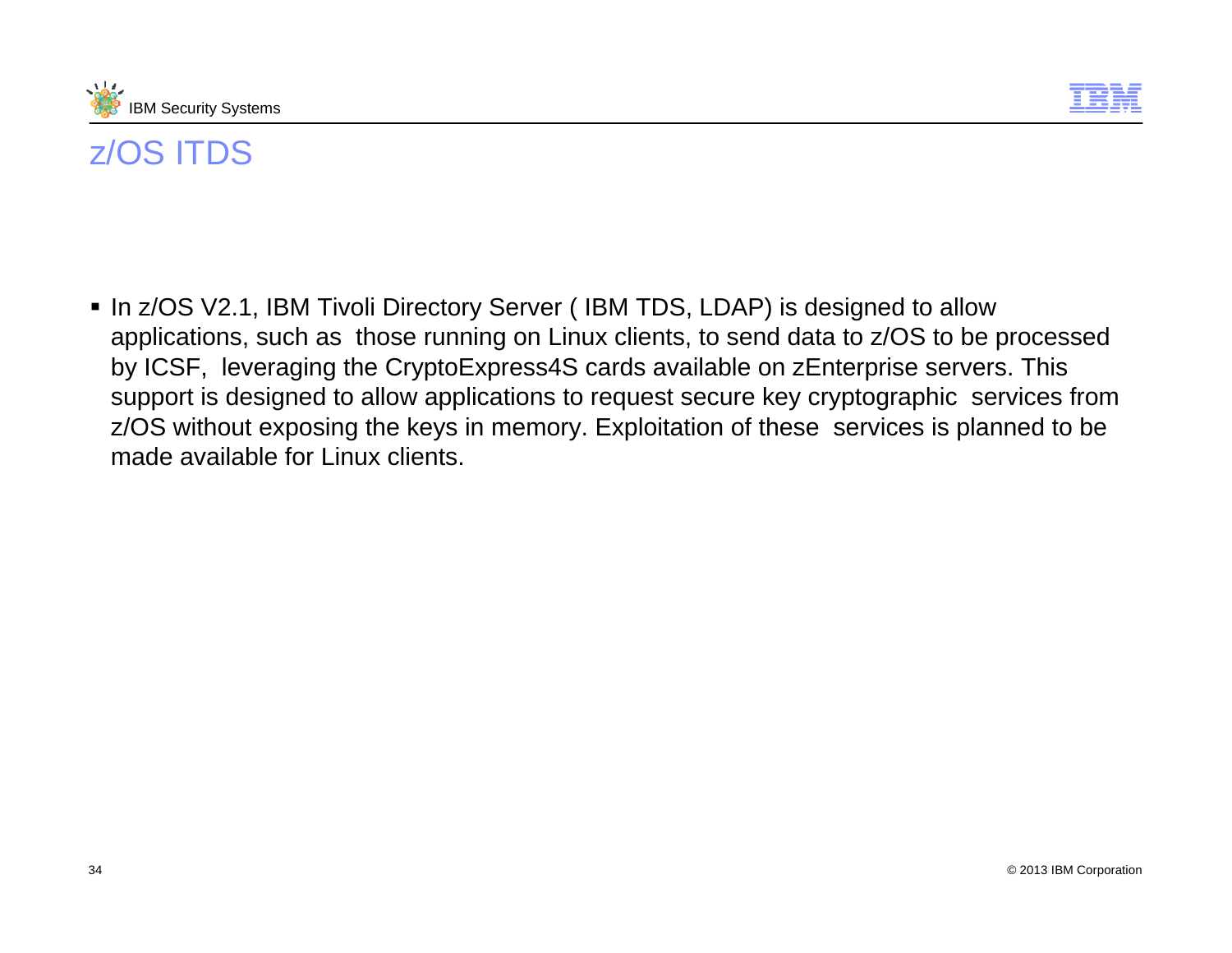# z/OS ITDS

- In z/OS V2.1, IBM Tivoli Directory Server ( IBM TDS, LDAP) is designed to allow applications, such as those running on Linux clients, to send data to z/OS to be processed by ICSF, leveraging the CryptoExpress4S cards available on zEnterprise servers. This support is designed to allow applications to request secure key cryptographic services from z/OS without exposing the keys in memory. Exploitation of these services is planned to be made available for Linux clients.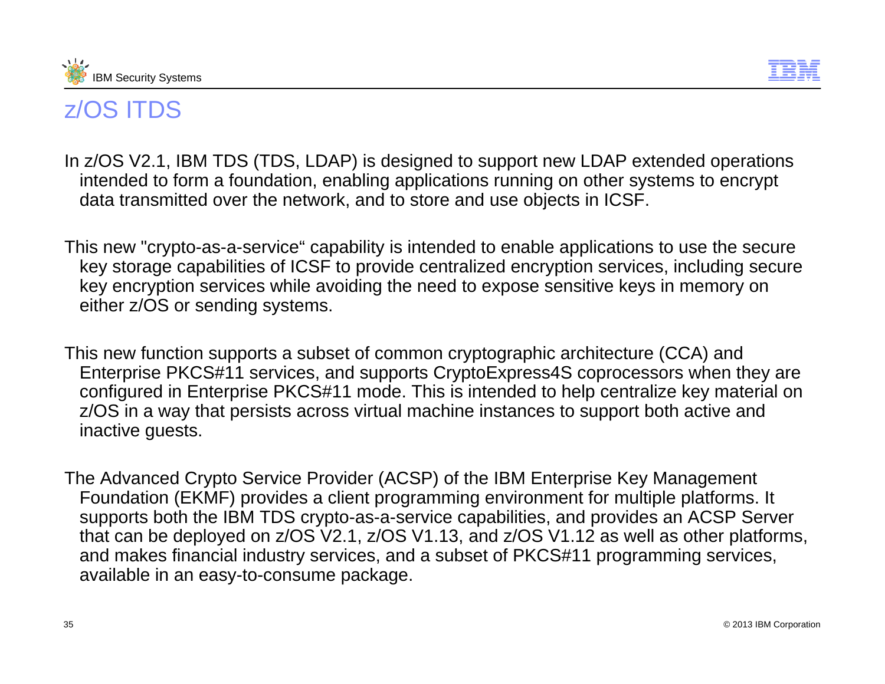# z/OS ITDS

In z/OS V2.1, IBM TDS (TDS, LDAP) is designed to support new LDAP extended operations intended to form a foundation, enabling applications running on other systems to encrypt data transmitted over the network, and to store and use objects in ICSF.

This new "crypto-as-a-service“ capability is intended to enable applications to use the secure key storage capabilities of ICSF to provide centralized encryption services, including secure key encryption services while avoiding the need to expose sensitive keys in memory on either z/OS or sending systems.

This new function supports a subset of common cryptographic architecture (CCA) and Enterprise PKCS#11 services, and supports CryptoExpress4S coprocessors when they are configured in Enterprise PKCS#11 mode. This is intended to help centralize key material on z/OS in a way that persists across virtual machine instances to support both active and inactive guests.

The Advanced Crypto Service Provider (ACSP) of the IBM Enterprise Key Management Foundation (EKMF) provides a client programming environment for multiple platforms. It supports both the IBM TDS crypto-as-a-service capabilities, and provides an ACSP Server that can be deployed on z/OS V2.1, z/OS V1.13, and z/OS V1.12 as well as other platforms, and makes financial industry services, and a subset of PKCS#11 programming services, available in an easy-to-consume package.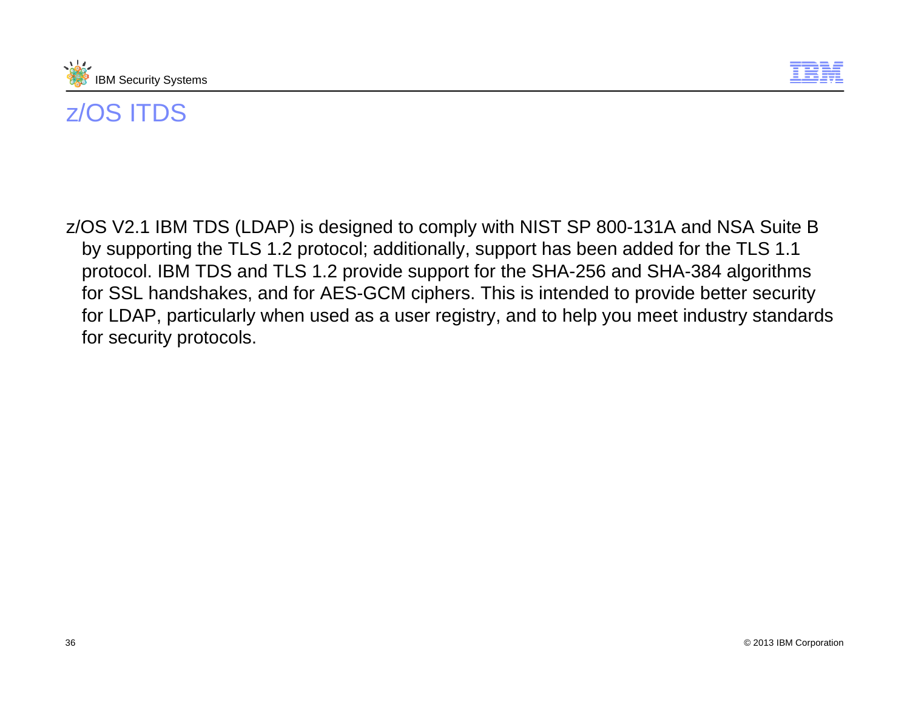# z/OS ITDS

z/OS V2.1 IBM TDS (LDAP) is designed to comply with NIST SP 800-131A and NSA Suite B by supporting the TLS 1.2 protocol; additionally, support has been added for the TLS 1.1 protocol. IBM TDS and TLS 1.2 provide support for the SHA-256 and SHA-384 algorithms for SSL handshakes, and for AES-GCM ciphers. This is intended to provide better security for LDAP, particularly when used as a user registry, and to help you meet industry standards for security protocols.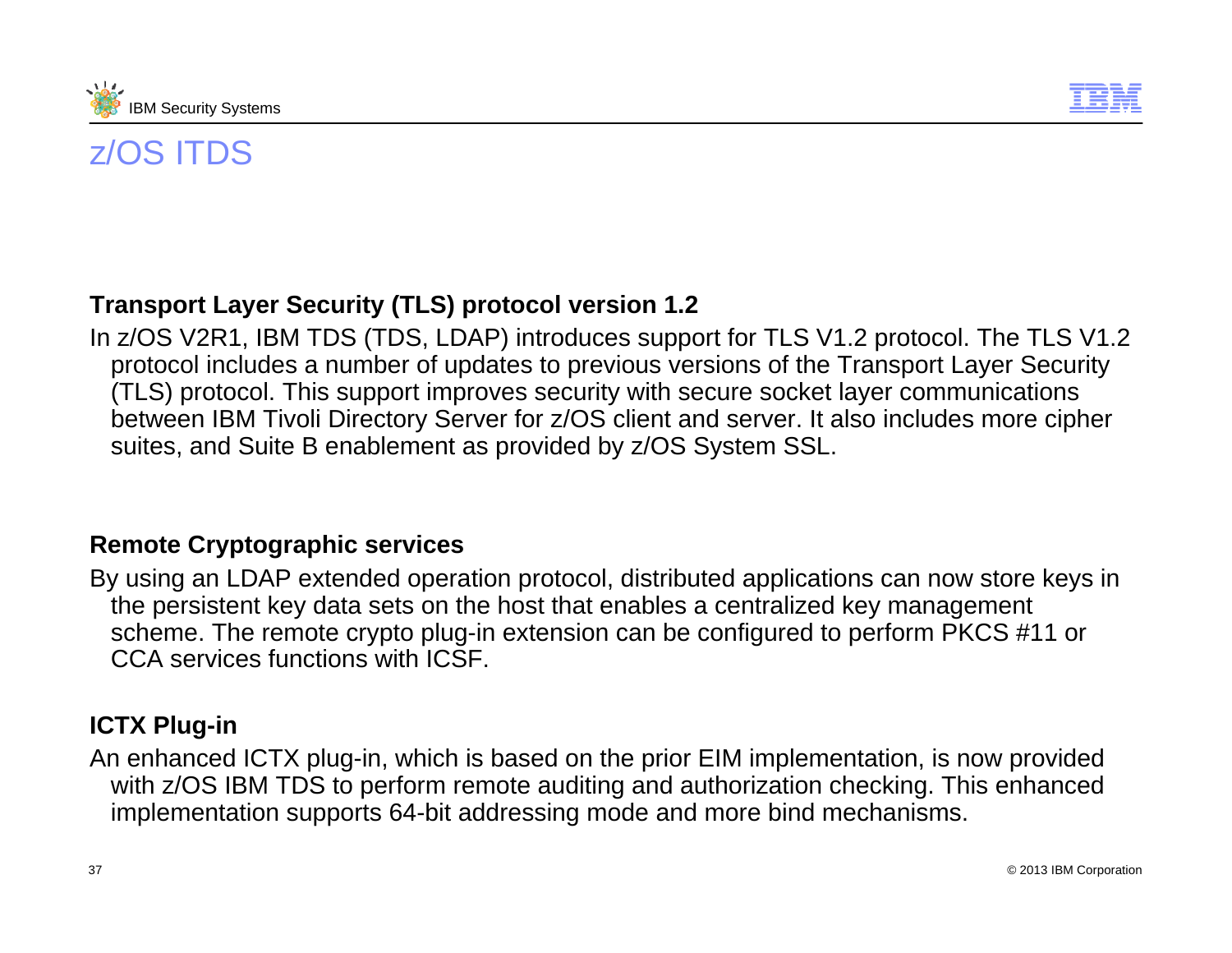# z/OS ITDS

**Transport Layer Security (TLS) protocol version 1.2**

In z/OS V2R1, IBM TDS (TDS, LDAP) introduces support for TLS V1.2 protocol. The TLS V1.2 protocol includes a number of updates to previous versions of the Transport Layer Security (TLS) protocol. This support improves security with secure socket layer communications between IBM Tivoli Directory Server for z/OS client and server. It also includes more cipher suites, and Suite B enablement as provided by z/OS System SSL.

**Remote Cryptographic services**

By using an LDAP extended operation protocol, distributed applications can now store keys in the persistent key data sets on the host that enables a centralized key management scheme. The remote crypto plug-in extension can be configured to perform PKCS #11 or CCA services functions with ICSF.

**ICTX Plug-in**

An enhanced ICTX plug-in, which is based on the prior EIM implementation, is now provided with z/OS IBM TDS to perform remote auditing and authorization checking. This enhanced implementation supports 64-bit addressing mode and more bind mechanisms.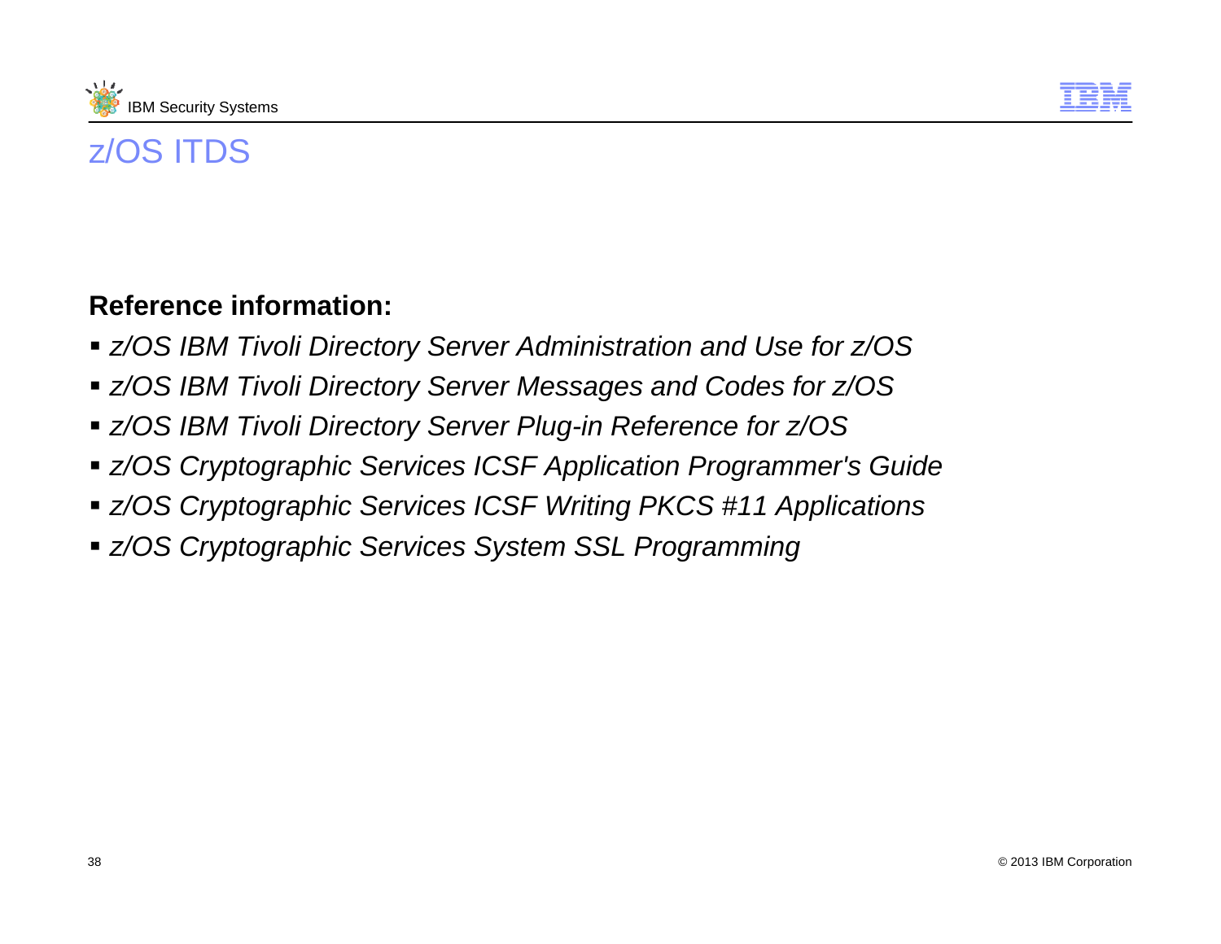# z/OS ITDS

**Reference information:**

- *z/OS IBM Tivoli Directory Server Administration and Use for z/OS*
- *z/OS IBM Tivoli Directory Server Messages and Codes for z/OS*
- *z/OS IBM Tivoli Directory Server Plug-in Reference for z/OS*
- *z/OS Cryptographic Services ICSF Application Programmer's Guide*
- *z/OS Cryptographic Services ICSF Writing PKCS #11 Applications*
- *z/OS Cryptographic Services System SSL Programming*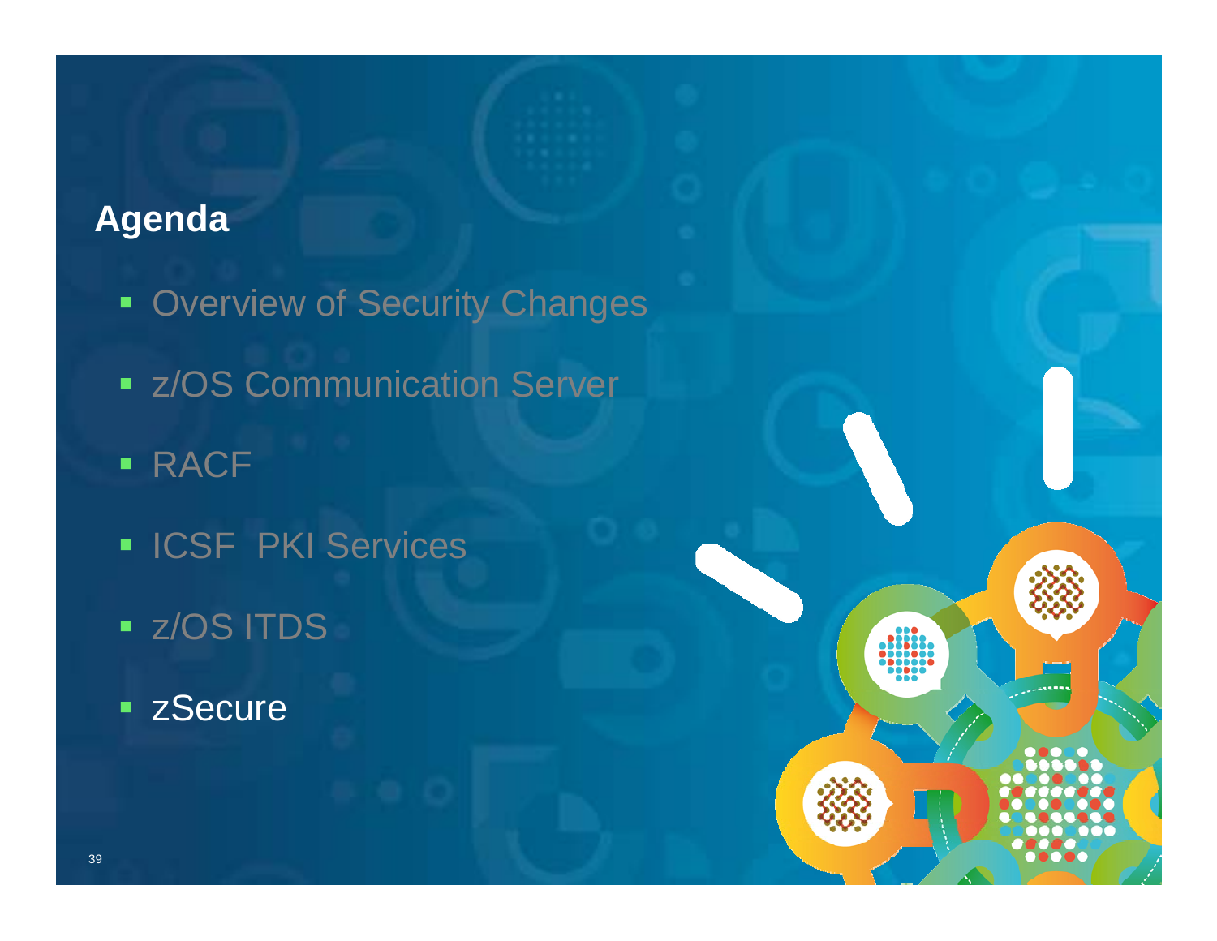## Agenda

- Overview of Security Changes
- z/OS Communication Server
- RACF
- ICSF  PKI Services
- z/OS ITDS
- zSecure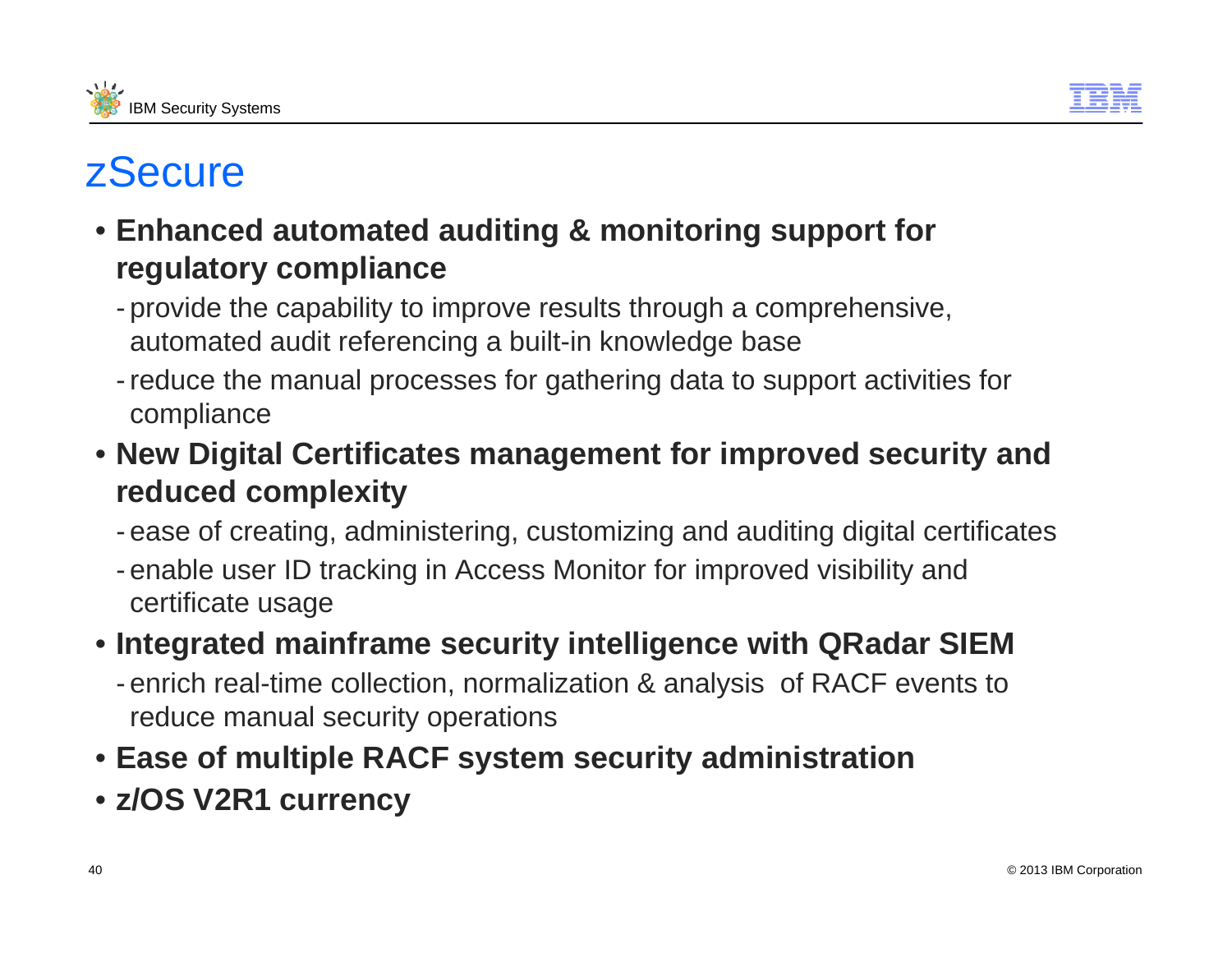# zSecure

- **Enhanced automated auditing & monitoring support for regulatory compliance**
  - provide the capability to improve results through a comprehensive, automated audit referencing a built-in knowledge base
  - reduce the manual processes for gathering data to support activities for compliance
- **New Digital Certificates management for improved security and reduced complexity**
  - ease of creating, administering, customizing and auditing digital certificates
  - enable user ID tracking in Access Monitor for improved visibility and certificate usage
- **Integrated mainframe security intelligence with QRadar SIEM**
  - enrich real-time collection, normalization & analysis of RACF events to reduce manual security operations
- **Ease of multiple RACF system security administration**
- **z/OS V2R1 currency**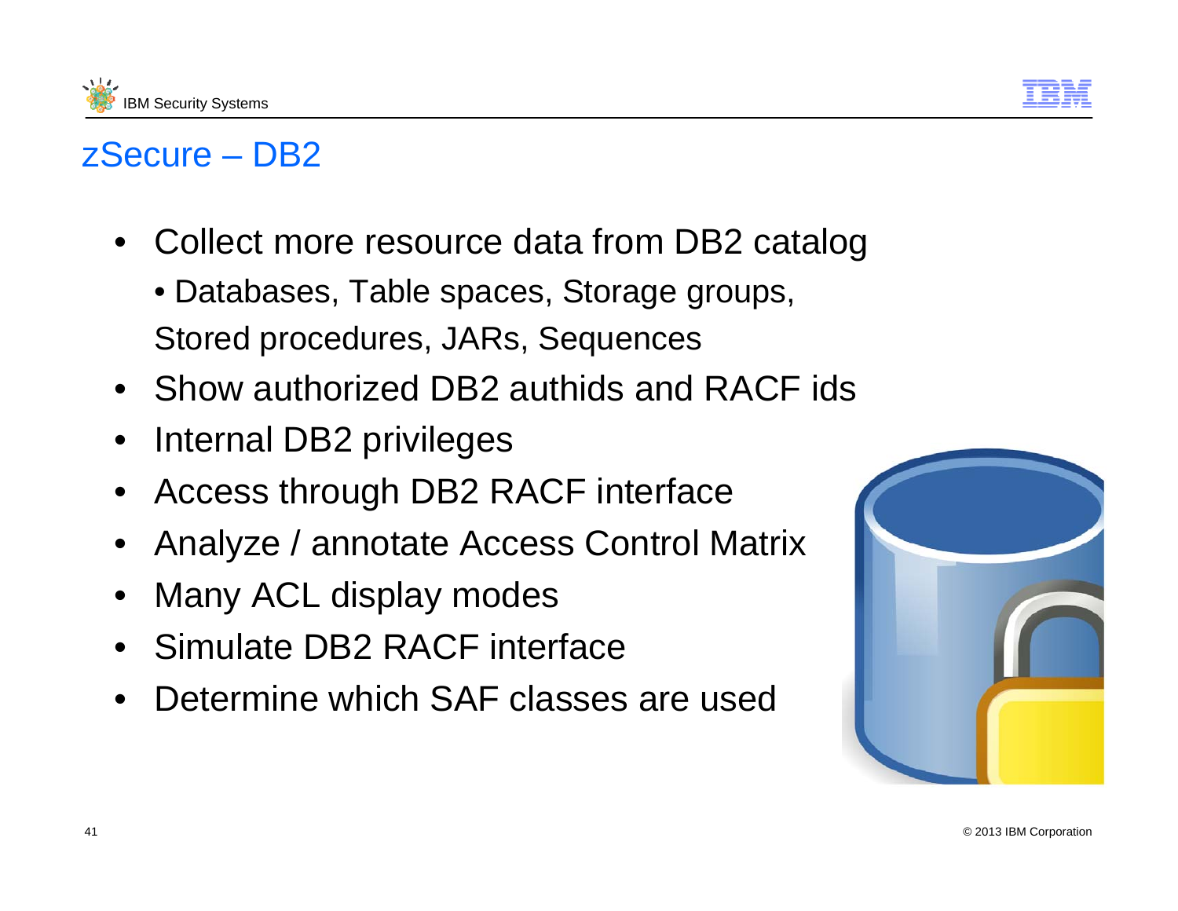# zSecure – DB2

- Collect more resource data from DB2 catalog
  - Databases, Table spaces, Storage groups, Stored procedures, JARs, Sequences
- Show authorized DB2 authids and RACF ids
- Internal DB2 privileges
- Access through DB2 RACF interface
- Analyze / annotate Access Control Matrix
- Many ACL display modes
- Simulate DB2 RACF interface
- Determine which SAF classes are used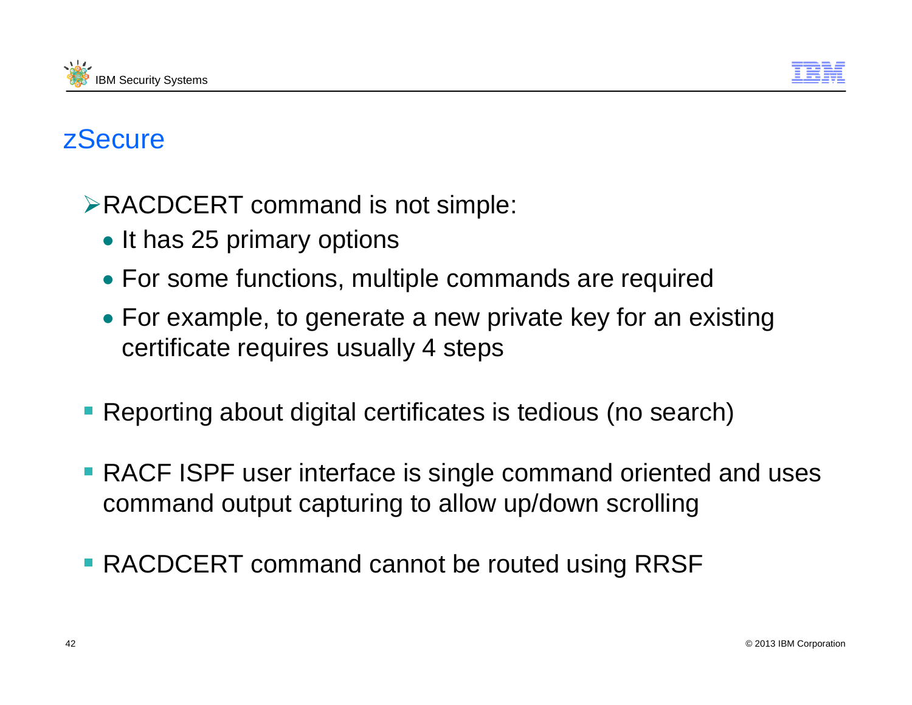# zSecure

- RACDCERT command is not simple:
  - It has 25 primary options
  - For some functions, multiple commands are required
  - For example, to generate a new private key for an existing certificate requires usually 4 steps

- Reporting about digital certificates is tedious (no search)

- RACF ISPF user interface is single command oriented and uses command output capturing to allow up/down scrolling

- RACDCERT command cannot be routed using RRSF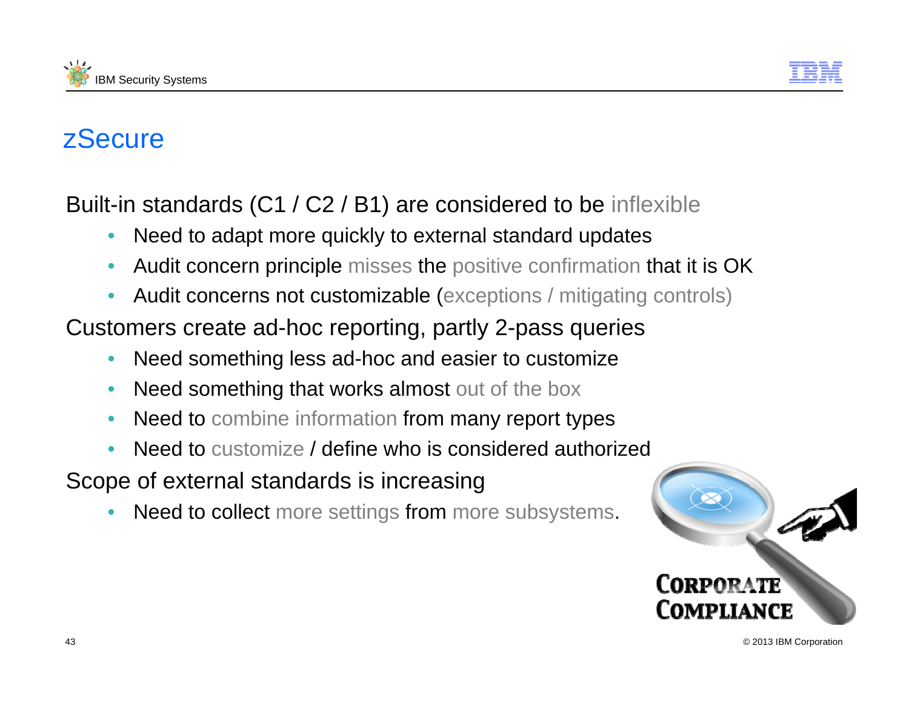# zSecure

Built-in standards (C1 / C2 / B1) are considered to be inflexible

- Need to adapt more quickly to external standard updates
- Audit concern principle misses the positive confirmation that it is OK
- Audit concerns not customizable (exceptions / mitigating controls)

Customers create ad-hoc reporting, partly 2-pass queries

- Need something less ad-hoc and easier to customize
- Need something that works almost out of the box
- Need to combine information from many report types
- Need to customize / define who is considered authorized

Scope of external standards is increasing

- Need to collect more settings from more subsystems.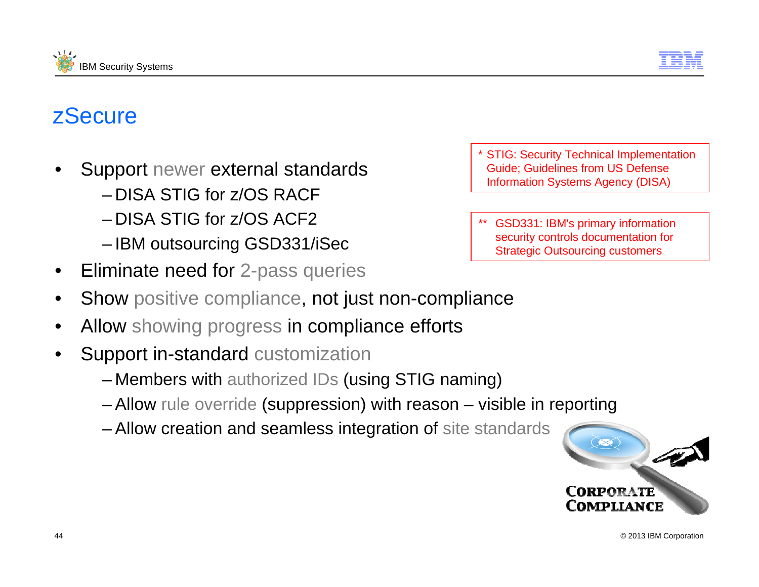# zSecure

- Support newer external standards
  - DISA STIG for z/OS RACF
  - DISA STIG for z/OS ACF2
  - IBM outsourcing GSD331/iSec
- Eliminate need for 2-pass queries
- Show positive compliance, not just non-compliance
- Allow showing progress in compliance efforts
- Support in-standard customization
  - Members with authorized IDs (using STIG naming)
  - Allow rule override (suppression) with reason – visible in reporting
  - Allow creation and seamless integration of site standards

\* STIG: Security Technical Implementation Guide; Guidelines from US Defense Information Systems Agency (DISA)

\*\* GSD331: IBM's primary information security controls documentation for Strategic Outsourcing customers

CORPORATE COMPLIANCE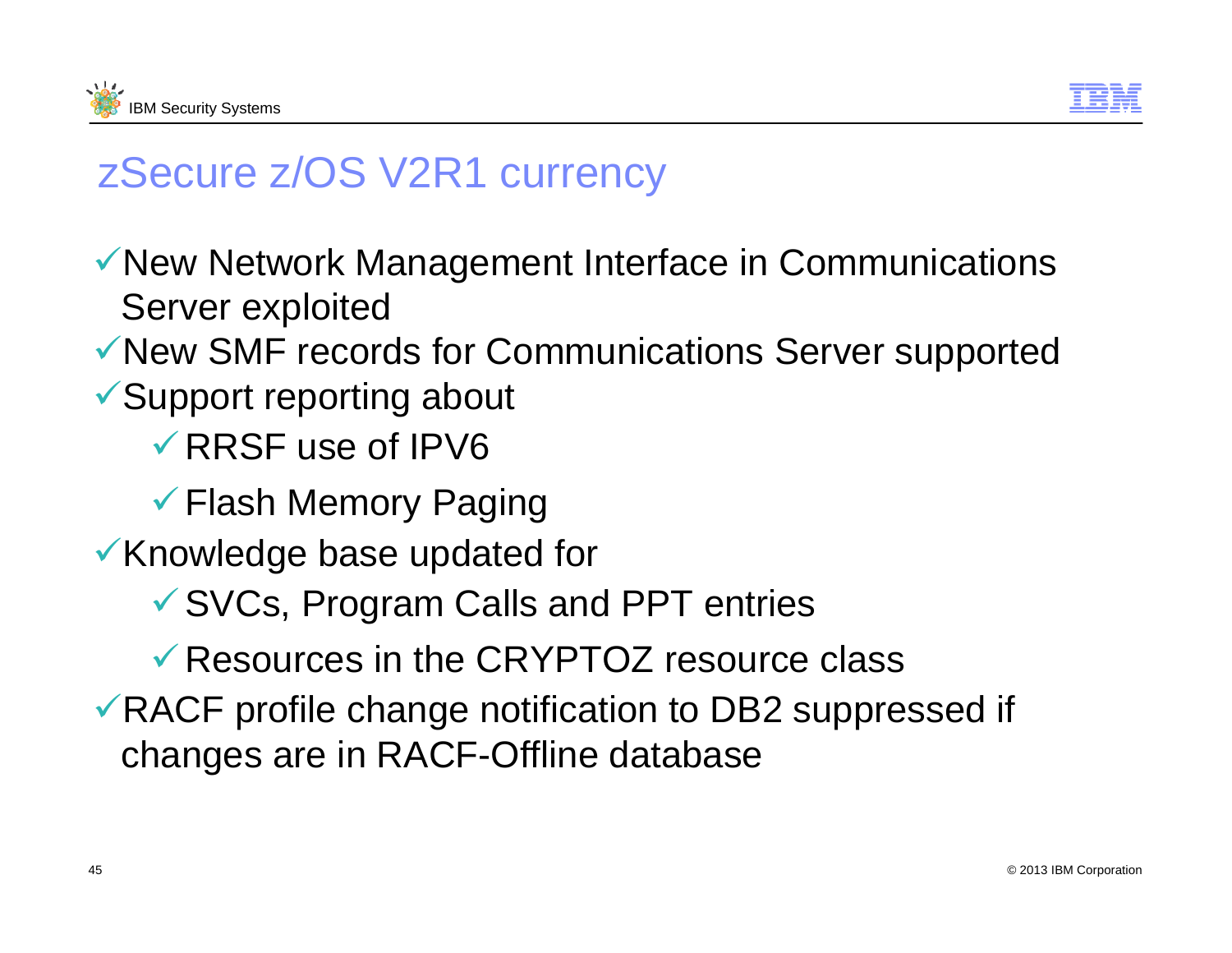# zSecure z/OS V2R1 currency

- ✓New Network Management Interface in Communications Server exploited
- ✓New SMF records for Communications Server supported
- ✓Support reporting about
  - ✓RRSF use of IPV6
  - ✓Flash Memory Paging
- ✓Knowledge base updated for
  - ✓SVCs, Program Calls and PPT entries
  - ✓Resources in the CRYPTOZ resource class
- ✓RACF profile change notification to DB2 suppressed if changes are in RACF-Offline database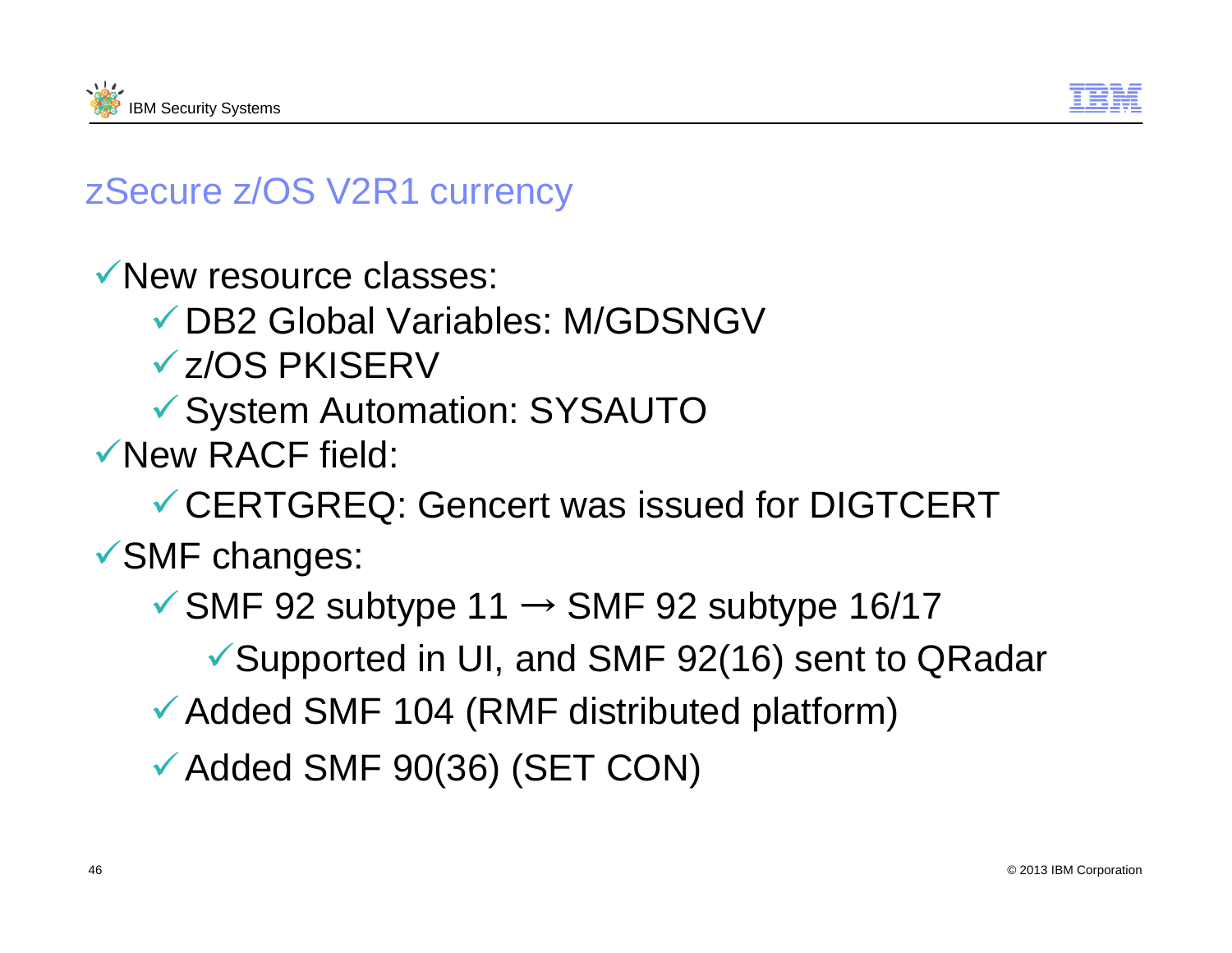# zSecure z/OS V2R1 currency

- ✓New resource classes:
  - ✓DB2 Global Variables: M/GDSNGV
  - ✓z/OS PKISERV
  - ✓System Automation: SYSAUTO
- ✓New RACF field:
  - ✓CERTGREQ: Gencert was issued for DIGTCERT
- ✓SMF changes:
  - ✓SMF 92 subtype 11 → SMF 92 subtype 16/17
    - ✓Supported in UI, and SMF 92(16) sent to QRadar
  - ✓Added SMF 104 (RMF distributed platform)
  - ✓Added SMF 90(36) (SET CON)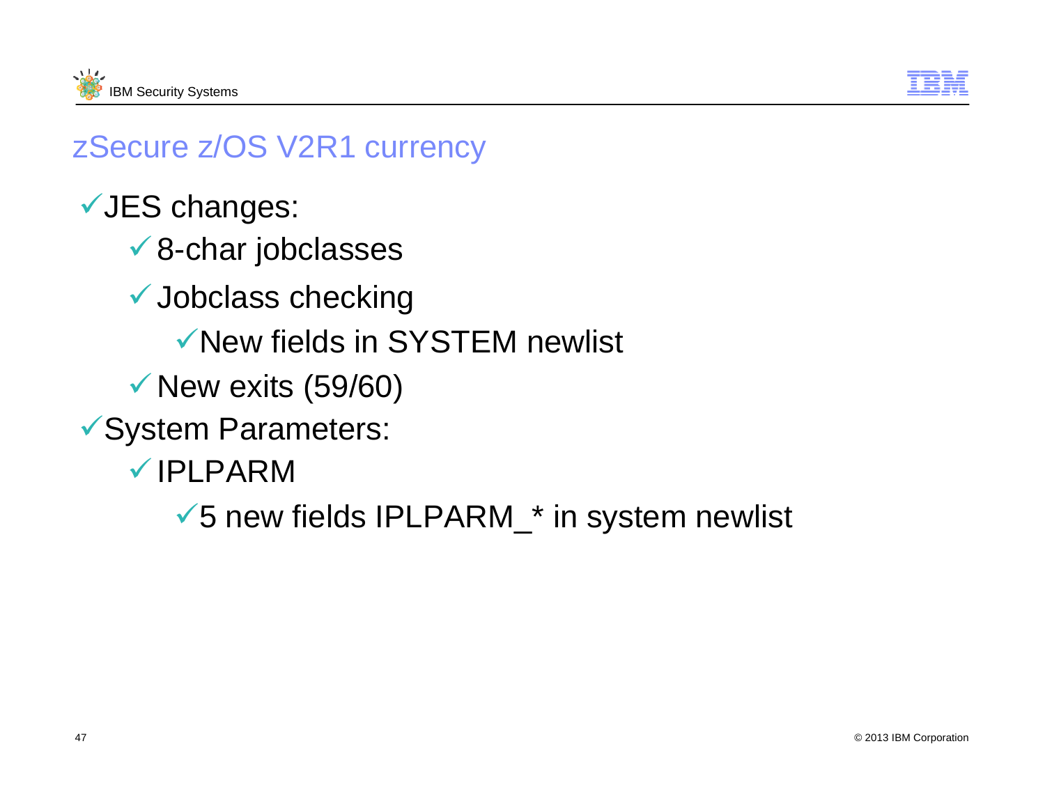# zSecure z/OS V2R1 currency

- ✓JES changes:
  - ✓8-char jobclasses
  - ✓Jobclass checking
    - ✓New fields in SYSTEM newlist
  - ✓New exits (59/60)
- ✓System Parameters:
  - ✓IPLPARM
    - ✓5 new fields IPLPARM_* in system newlist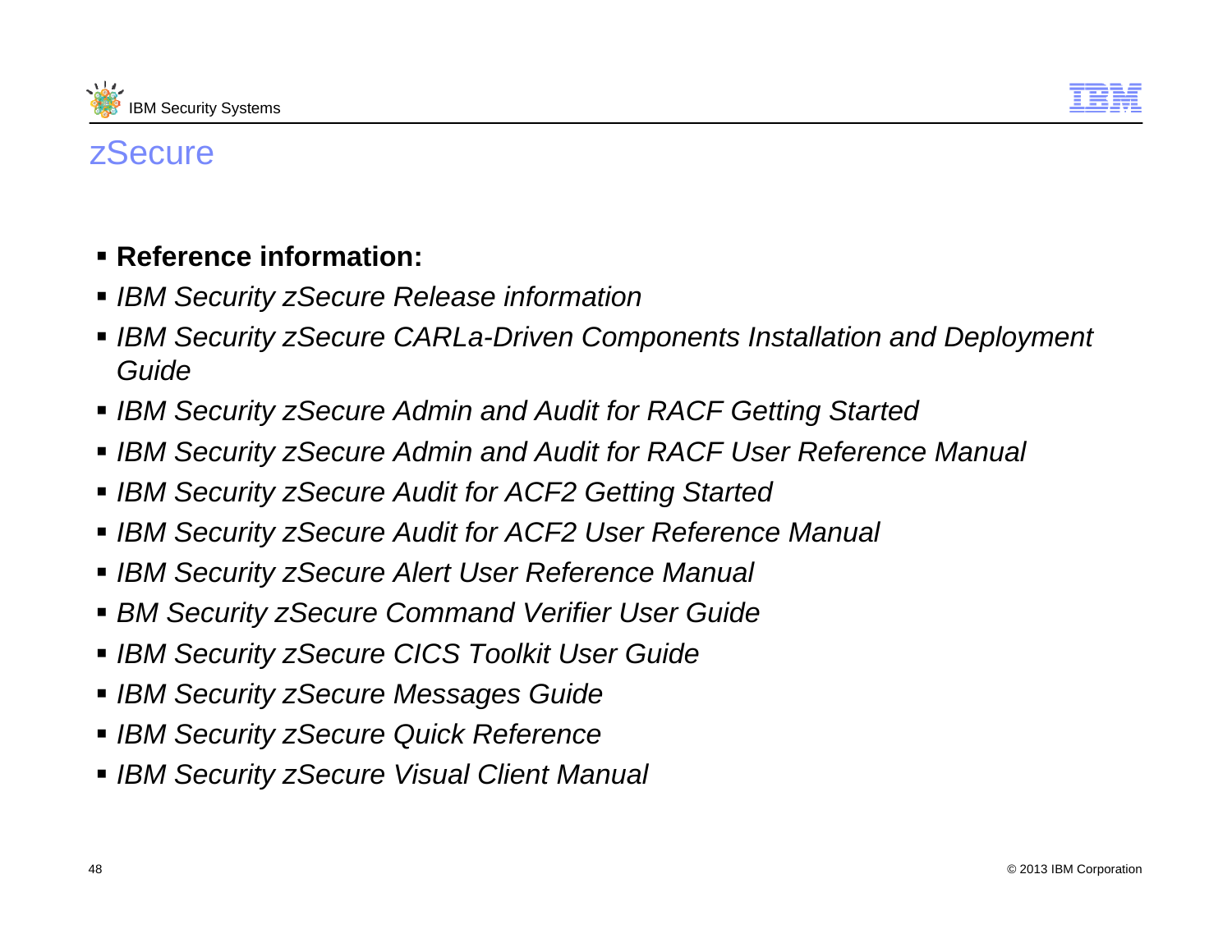# zSecure

- **Reference information:**
- *IBM Security zSecure Release information*
- *IBM Security zSecure CARLa-Driven Components Installation and Deployment Guide*
- *IBM Security zSecure Admin and Audit for RACF Getting Started*
- *IBM Security zSecure Admin and Audit for RACF User Reference Manual*
- *IBM Security zSecure Audit for ACF2 Getting Started*
- *IBM Security zSecure Audit for ACF2 User Reference Manual*
- *IBM Security zSecure Alert User Reference Manual*
- *BM Security zSecure Command Verifier User Guide*
- *IBM Security zSecure CICS Toolkit User Guide*
- *IBM Security zSecure Messages Guide*
- *IBM Security zSecure Quick Reference*
- *IBM Security zSecure Visual Client Manual*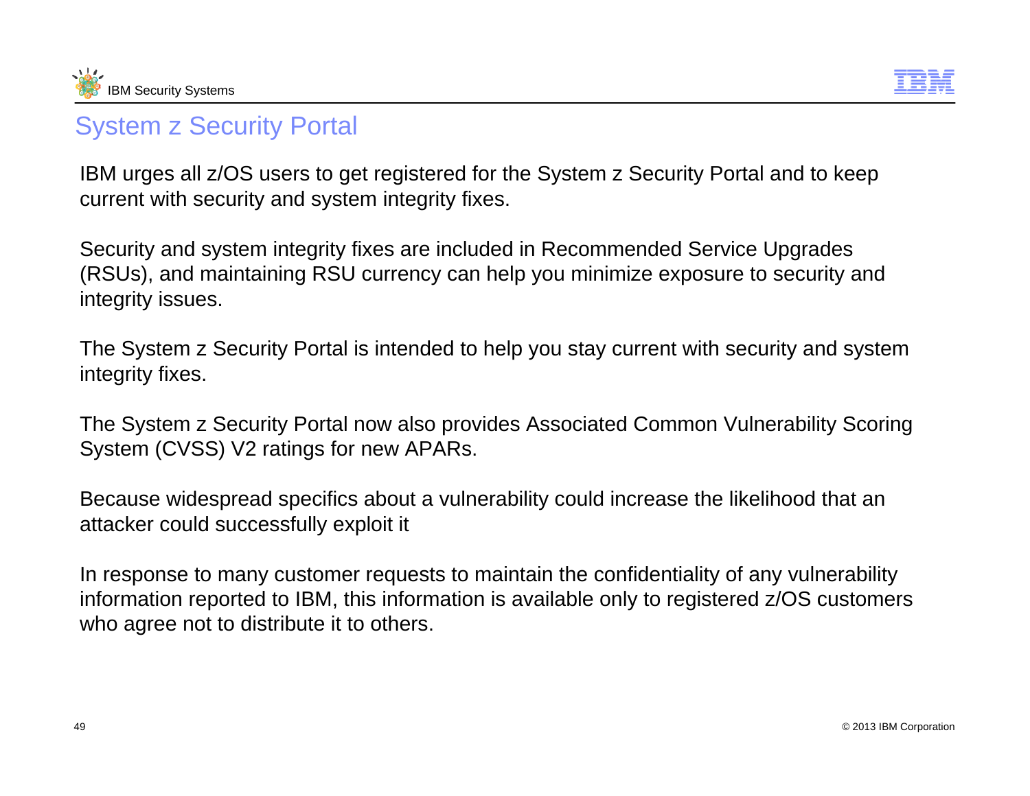## System z Security Portal

IBM urges all z/OS users to get registered for the System z Security Portal and to keep current with security and system integrity fixes.

Security and system integrity fixes are included in Recommended Service Upgrades (RSUs), and maintaining RSU currency can help you minimize exposure to security and integrity issues.

The System z Security Portal is intended to help you stay current with security and system integrity fixes.

The System z Security Portal now also provides Associated Common Vulnerability Scoring System (CVSS) V2 ratings for new APARs.

Because widespread specifics about a vulnerability could increase the likelihood that an attacker could successfully exploit it

In response to many customer requests to maintain the confidentiality of any vulnerability information reported to IBM, this information is available only to registered z/OS customers who agree not to distribute it to others.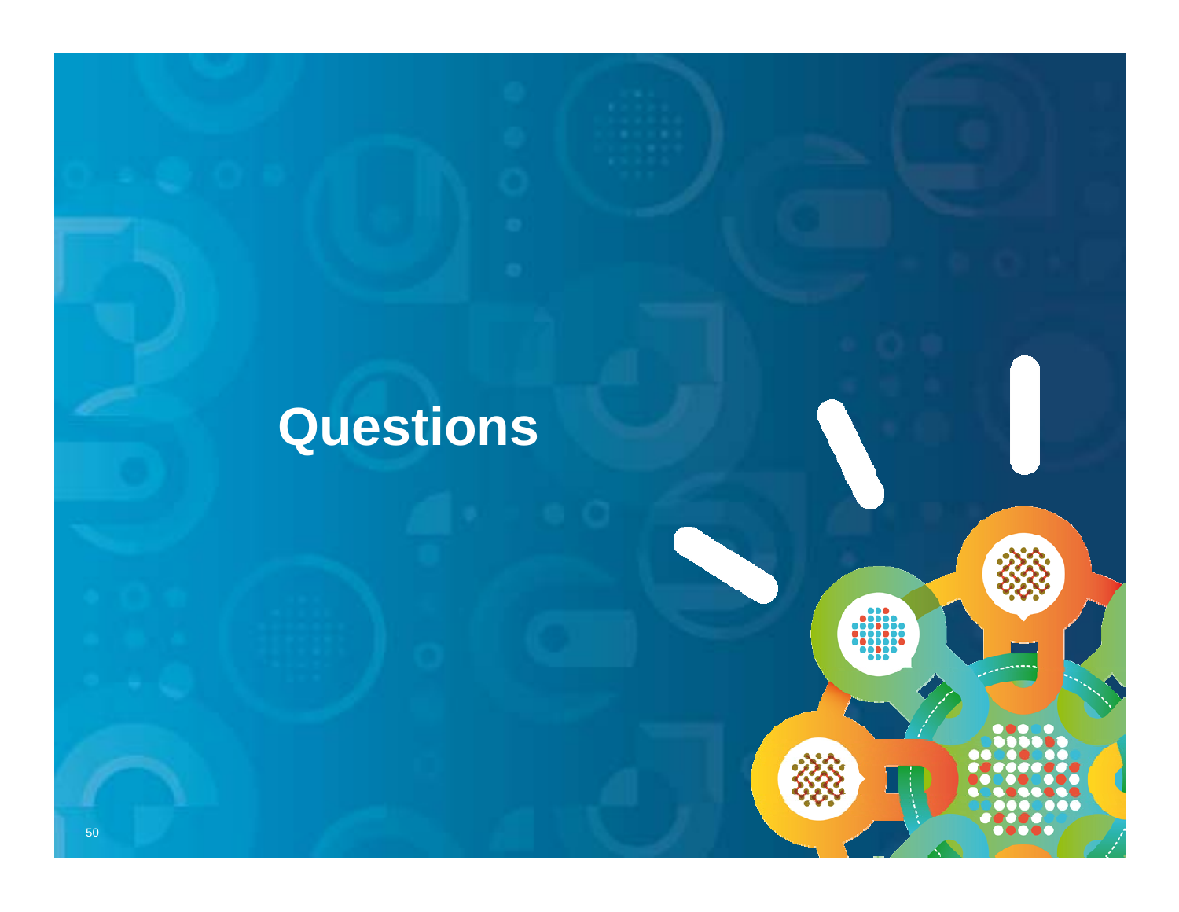# Questions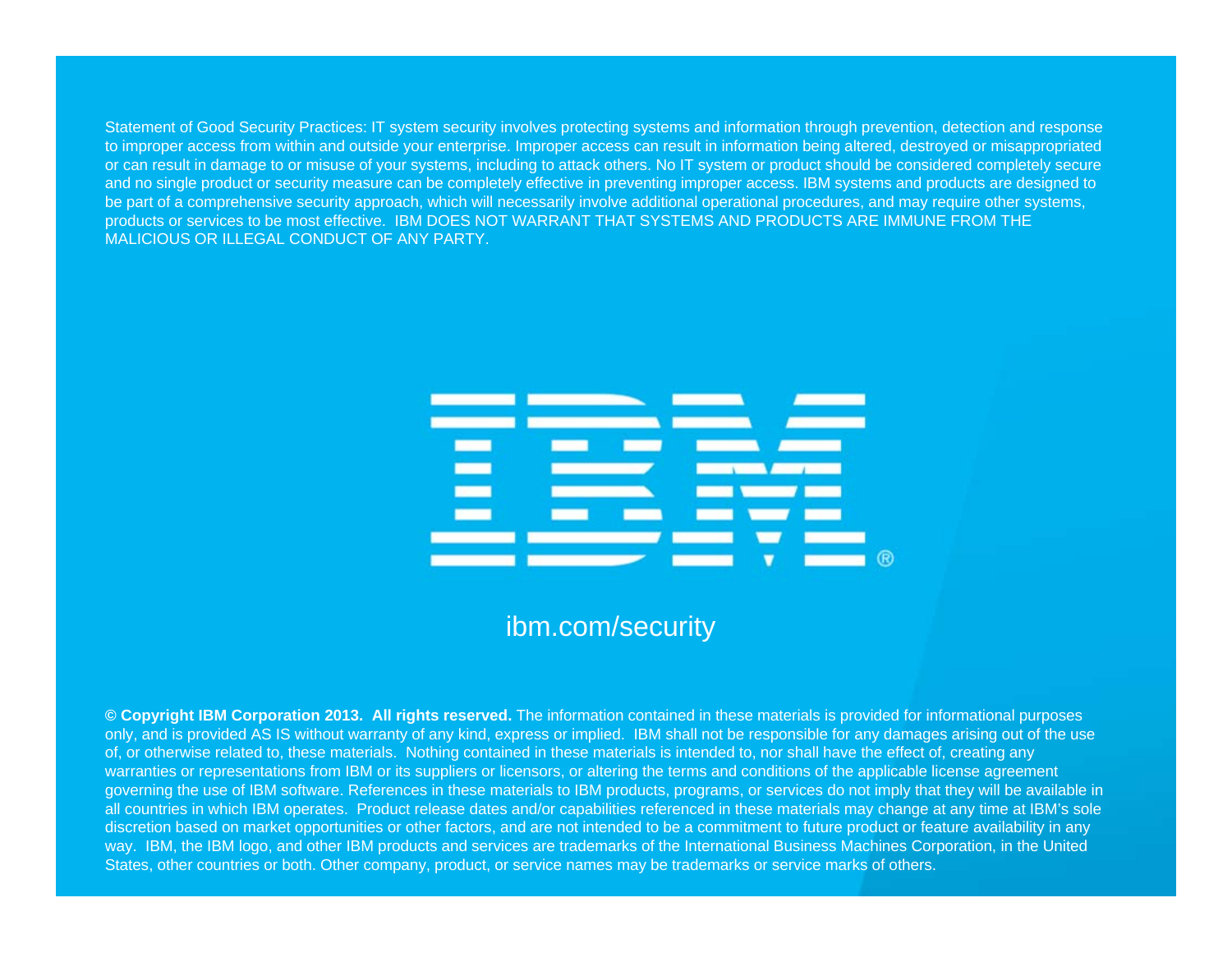Statement of Good Security Practices: IT system security involves protecting systems and information through prevention, detection and response to improper access from within and outside your enterprise. Improper access can result in information being altered, destroyed or misappropriated or can result in damage to or misuse of your systems, including to attack others. No IT system or product should be considered completely secure and no single product or security measure can be completely effective in preventing improper access. IBM systems and products are designed to be part of a comprehensive security approach, which will necessarily involve additional operational procedures, and may require other systems, products or services to be most effective. IBM DOES NOT WARRANT THAT SYSTEMS AND PRODUCTS ARE IMMUNE FROM THE MALICIOUS OR ILLEGAL CONDUCT OF ANY PARTY.

IBM®

ibm.com/security

**© Copyright IBM Corporation 2013. All rights reserved.** The information contained in these materials is provided for informational purposes only, and is provided AS IS without warranty of any kind, express or implied. IBM shall not be responsible for any damages arising out of the use of, or otherwise related to, these materials. Nothing contained in these materials is intended to, nor shall have the effect of, creating any warranties or representations from IBM or its suppliers or licensors, or altering the terms and conditions of the applicable license agreement governing the use of IBM software. References in these materials to IBM products, programs, or services do not imply that they will be available in all countries in which IBM operates. Product release dates and/or capabilities referenced in these materials may change at any time at IBM's sole discretion based on market opportunities or other factors, and are not intended to be a commitment to future product or feature availability in any way. IBM, the IBM logo, and other IBM products and services are trademarks of the International Business Machines Corporation, in the United States, other countries or both. Other company, product, or service names may be trademarks or service marks of others.